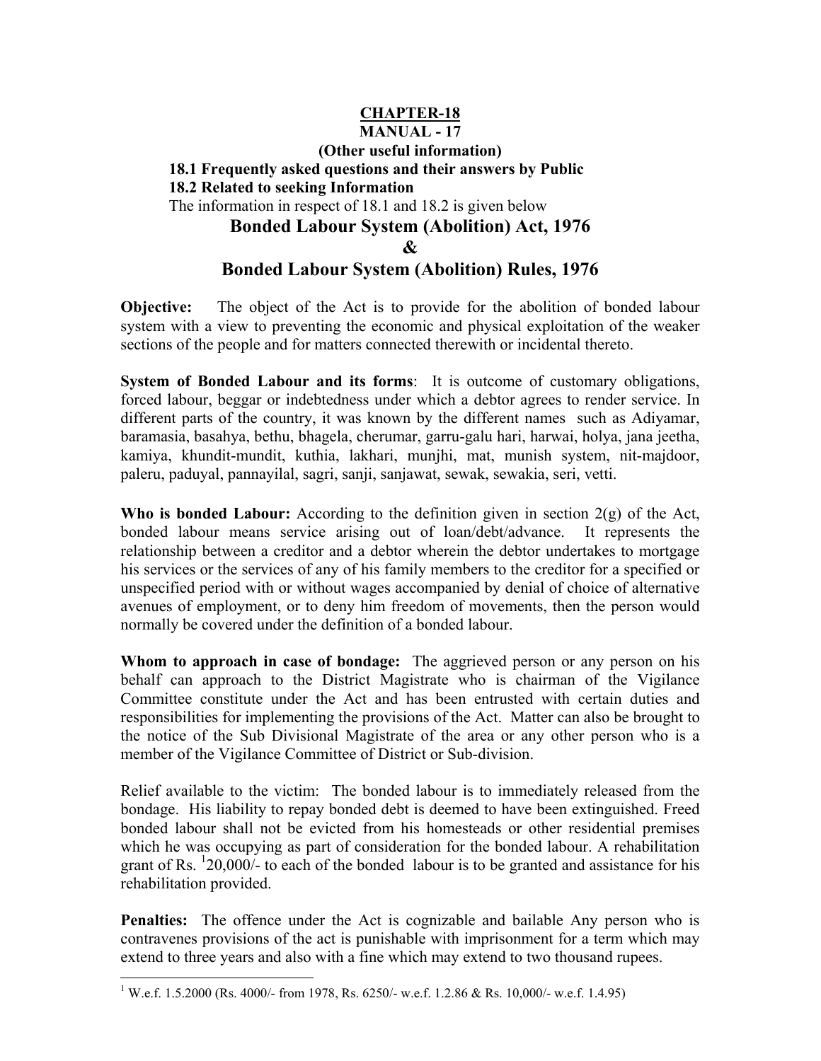# CHAPTER-18

## MANUAL - 17

**(Other useful information)**

**18.1 Frequently asked questions and their answers by Public**

**18.2 Related to seeking Information**

The information in respect of 18.1 and 18.2 is given below

## Bonded Labour System (Abolition) Act, 1976

## &

## Bonded Labour System (Abolition) Rules, 1976

**Objective:** The object of the Act is to provide for the abolition of bonded labour system with a view to preventing the economic and physical exploitation of the weaker sections of the people and for matters connected therewith or incidental thereto.

**System of Bonded Labour and its forms**: It is outcome of customary obligations, forced labour, beggar or indebtedness under which a debtor agrees to render service. In different parts of the country, it was known by the different names such as Adiyamar, baramasia, basahya, bethu, bhagela, cherumar, garru-galu hari, harwai, holya, jana jeetha, kamiya, khundit-mundit, kuthia, lakhari, munjhi, mat, munish system, nit-majdoor, paleru, paduyal, pannayilal, sagri, sanji, sanjawat, sewak, sewakia, seri, vetti.

**Who is bonded Labour:** According to the definition given in section 2(g) of the Act, bonded labour means service arising out of loan/debt/advance. It represents the relationship between a creditor and a debtor wherein the debtor undertakes to mortgage his services or the services of any of his family members to the creditor for a specified or unspecified period with or without wages accompanied by denial of choice of alternative avenues of employment, or to deny him freedom of movements, then the person would normally be covered under the definition of a bonded labour.

**Whom to approach in case of bondage:** The aggrieved person or any person on his behalf can approach to the District Magistrate who is chairman of the Vigilance Committee constitute under the Act and has been entrusted with certain duties and responsibilities for implementing the provisions of the Act. Matter can also be brought to the notice of the Sub Divisional Magistrate of the area or any other person who is a member of the Vigilance Committee of District or Sub-division.

Relief available to the victim: The bonded labour is to immediately released from the bondage. His liability to repay bonded debt is deemed to have been extinguished. Freed bonded labour shall not be evicted from his homesteads or other residential premises which he was occupying as part of consideration for the bonded labour. A rehabilitation grant of Rs. [1]20,000/- to each of the bonded labour is to be granted and assistance for his rehabilitation provided.

**Penalties:** The offence under the Act is cognizable and bailable Any person who is contravenes provisions of the act is punishable with imprisonment for a term which may extend to three years and also with a fine which may extend to two thousand rupees.

---

[1] W.e.f. 1.5.2000 (Rs. 4000/- from 1978, Rs. 6250/- w.e.f. 1.2.86 & Rs. 10,000/- w.e.f. 1.4.95)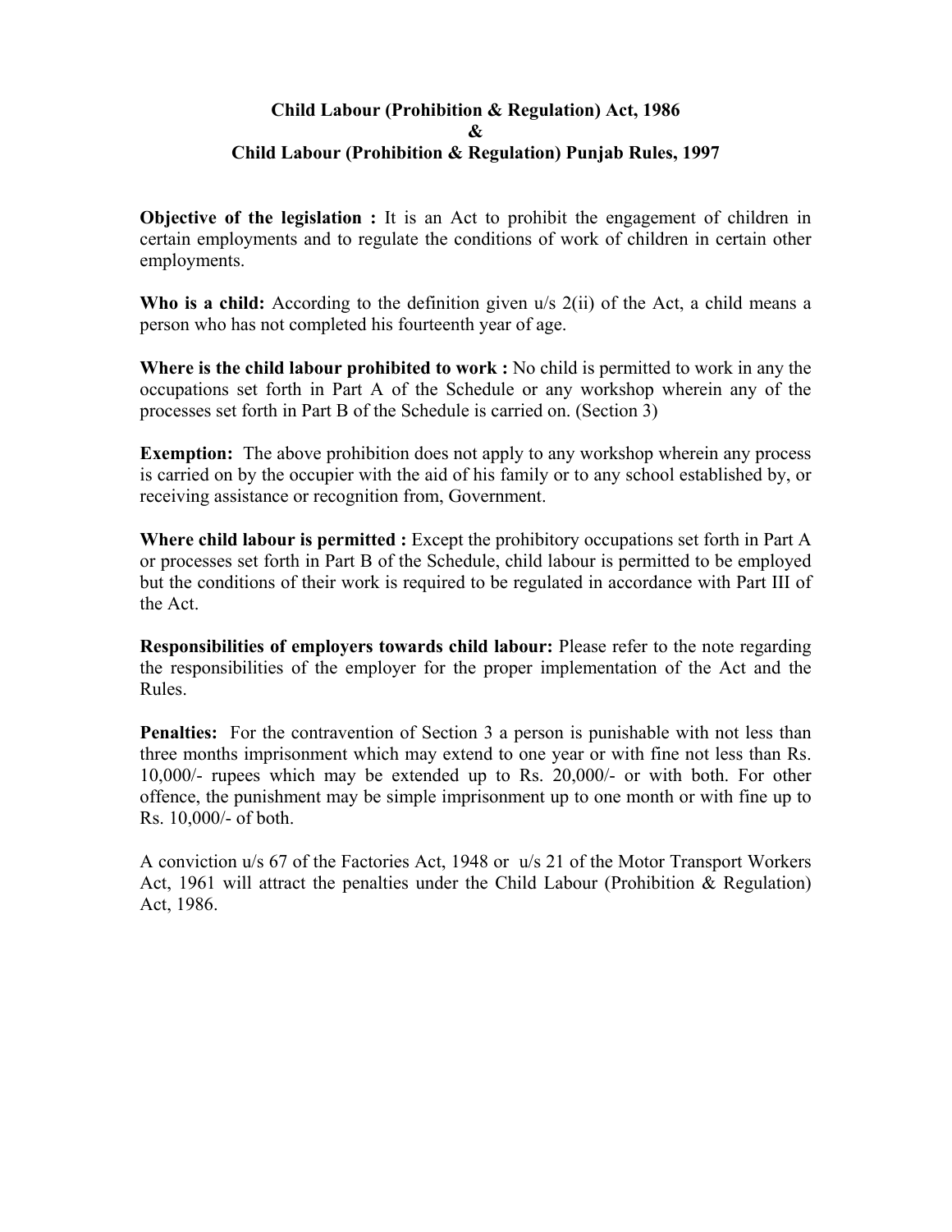**Child Labour (Prohibition & Regulation) Act, 1986**
**&**
**Child Labour (Prohibition & Regulation) Punjab Rules, 1997**

**Objective of the legislation :** It is an Act to prohibit the engagement of children in certain employments and to regulate the conditions of work of children in certain other employments.

**Who is a child:** According to the definition given u/s 2(ii) of the Act, a child means a person who has not completed his fourteenth year of age.

**Where is the child labour prohibited to work :** No child is permitted to work in any the occupations set forth in Part A of the Schedule or any workshop wherein any of the processes set forth in Part B of the Schedule is carried on. (Section 3)

**Exemption:** The above prohibition does not apply to any workshop wherein any process is carried on by the occupier with the aid of his family or to any school established by, or receiving assistance or recognition from, Government.

**Where child labour is permitted :** Except the prohibitory occupations set forth in Part A or processes set forth in Part B of the Schedule, child labour is permitted to be employed but the conditions of their work is required to be regulated in accordance with Part III of the Act.

**Responsibilities of employers towards child labour:** Please refer to the note regarding the responsibilities of the employer for the proper implementation of the Act and the Rules.

**Penalties:** For the contravention of Section 3 a person is punishable with not less than three months imprisonment which may extend to one year or with fine not less than Rs. 10,000/- rupees which may be extended up to Rs. 20,000/- or with both. For other offence, the punishment may be simple imprisonment up to one month or with fine up to Rs. 10,000/- of both.

A conviction u/s 67 of the Factories Act, 1948 or u/s 21 of the Motor Transport Workers Act, 1961 will attract the penalties under the Child Labour (Prohibition & Regulation) Act, 1986.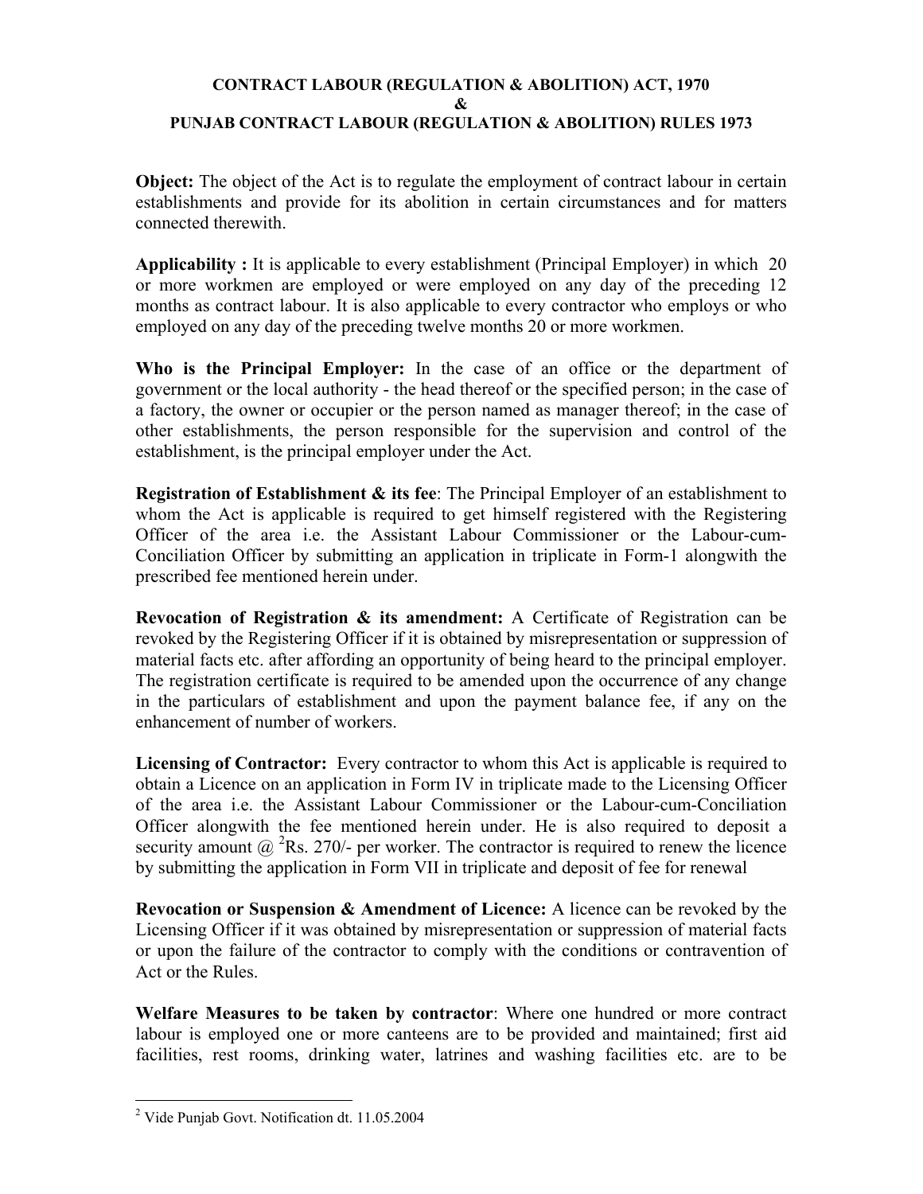**CONTRACT LABOUR (REGULATION & ABOLITION) ACT, 1970**
**&**
**PUNJAB CONTRACT LABOUR (REGULATION & ABOLITION) RULES 1973**

**Object:** The object of the Act is to regulate the employment of contract labour in certain establishments and provide for its abolition in certain circumstances and for matters connected therewith.

**Applicability :** It is applicable to every establishment (Principal Employer) in which 20 or more workmen are employed or were employed on any day of the preceding 12 months as contract labour. It is also applicable to every contractor who employs or who employed on any day of the preceding twelve months 20 or more workmen.

**Who is the Principal Employer:** In the case of an office or the department of government or the local authority - the head thereof or the specified person; in the case of a factory, the owner or occupier or the person named as manager thereof; in the case of other establishments, the person responsible for the supervision and control of the establishment, is the principal employer under the Act.

**Registration of Establishment & its fee**: The Principal Employer of an establishment to whom the Act is applicable is required to get himself registered with the Registering Officer of the area i.e. the Assistant Labour Commissioner or the Labour-cum-Conciliation Officer by submitting an application in triplicate in Form-1 alongwith the prescribed fee mentioned herein under.

**Revocation of Registration & its amendment:** A Certificate of Registration can be revoked by the Registering Officer if it is obtained by misrepresentation or suppression of material facts etc. after affording an opportunity of being heard to the principal employer. The registration certificate is required to be amended upon the occurrence of any change in the particulars of establishment and upon the payment balance fee, if any on the enhancement of number of workers.

**Licensing of Contractor:** Every contractor to whom this Act is applicable is required to obtain a Licence on an application in Form IV in triplicate made to the Licensing Officer of the area i.e. the Assistant Labour Commissioner or the Labour-cum-Conciliation Officer alongwith the fee mentioned herein under. He is also required to deposit a security amount @ [2]Rs. 270/- per worker. The contractor is required to renew the licence by submitting the application in Form VII in triplicate and deposit of fee for renewal

**Revocation or Suspension & Amendment of Licence:** A licence can be revoked by the Licensing Officer if it was obtained by misrepresentation or suppression of material facts or upon the failure of the contractor to comply with the conditions or contravention of Act or the Rules.

**Welfare Measures to be taken by contractor**: Where one hundred or more contract labour is employed one or more canteens are to be provided and maintained; first aid facilities, rest rooms, drinking water, latrines and washing facilities etc. are to be

[2] Vide Punjab Govt. Notification dt. 11.05.2004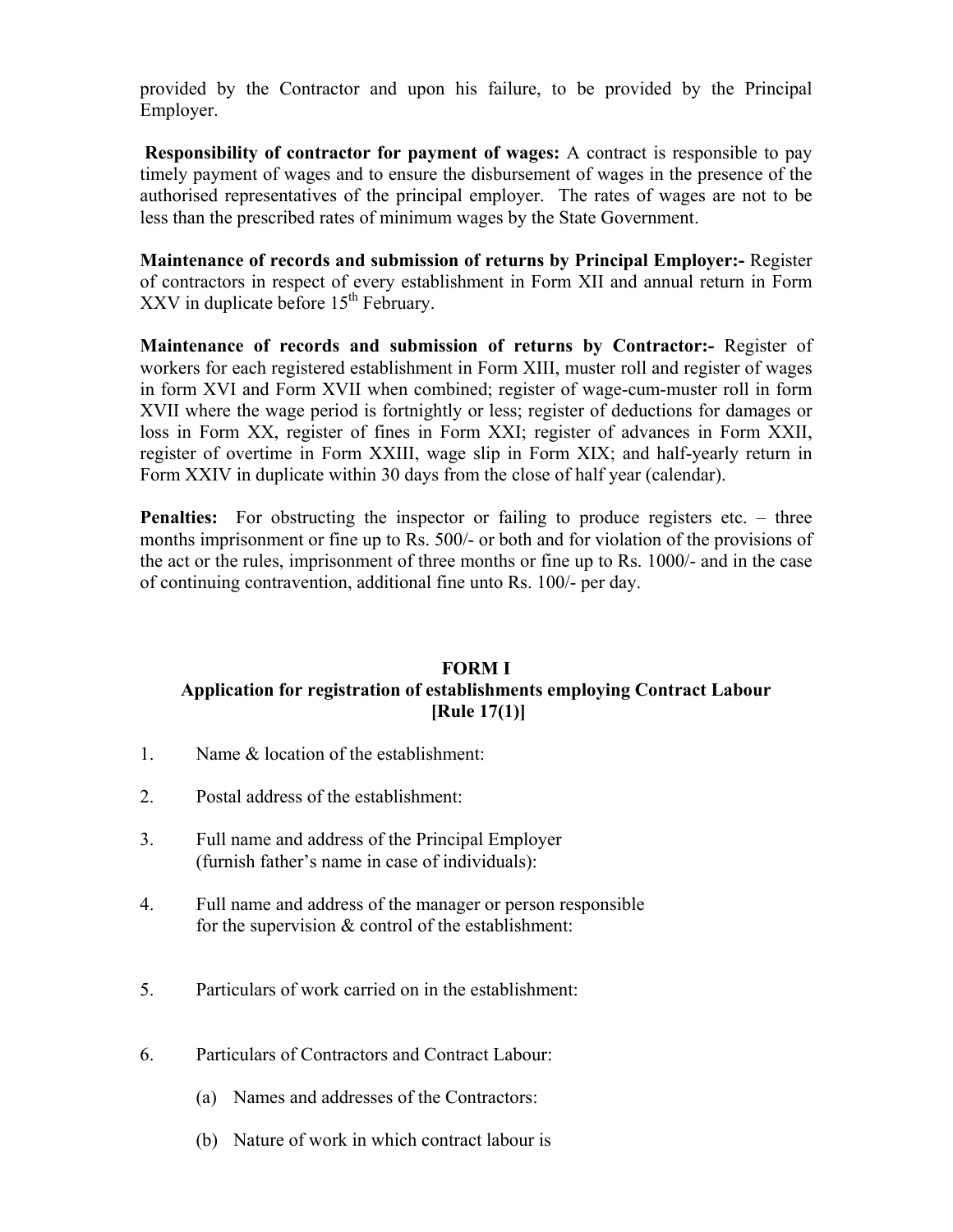provided by the Contractor and upon his failure, to be provided by the Principal Employer.

**Responsibility of contractor for payment of wages:** A contract is responsible to pay timely payment of wages and to ensure the disbursement of wages in the presence of the authorised representatives of the principal employer. The rates of wages are not to be less than the prescribed rates of minimum wages by the State Government.

**Maintenance of records and submission of returns by Principal Employer:-** Register of contractors in respect of every establishment in Form XII and annual return in Form XXV in duplicate before 15th February.

**Maintenance of records and submission of returns by Contractor:-** Register of workers for each registered establishment in Form XIII, muster roll and register of wages in form XVI and Form XVII when combined; register of wage-cum-muster roll in form XVII where the wage period is fortnightly or less; register of deductions for damages or loss in Form XX, register of fines in Form XXI; register of advances in Form XXII, register of overtime in Form XXIII, wage slip in Form XIX; and half-yearly return in Form XXIV in duplicate within 30 days from the close of half year (calendar).

**Penalties:** For obstructing the inspector or failing to produce registers etc. – three months imprisonment or fine up to Rs. 500/- or both and for violation of the provisions of the act or the rules, imprisonment of three months or fine up to Rs. 1000/- and in the case of continuing contravention, additional fine unto Rs. 100/- per day.

## FORM I
### Application for registration of establishments employing Contract Labour [Rule 17(1)]

1. Name & location of the establishment:

2. Postal address of the establishment:

3. Full name and address of the Principal Employer (furnish father's name in case of individuals):

4. Full name and address of the manager or person responsible for the supervision & control of the establishment:

5. Particulars of work carried on in the establishment:

6. Particulars of Contractors and Contract Labour:

   (a) Names and addresses of the Contractors:

   (b) Nature of work in which contract labour is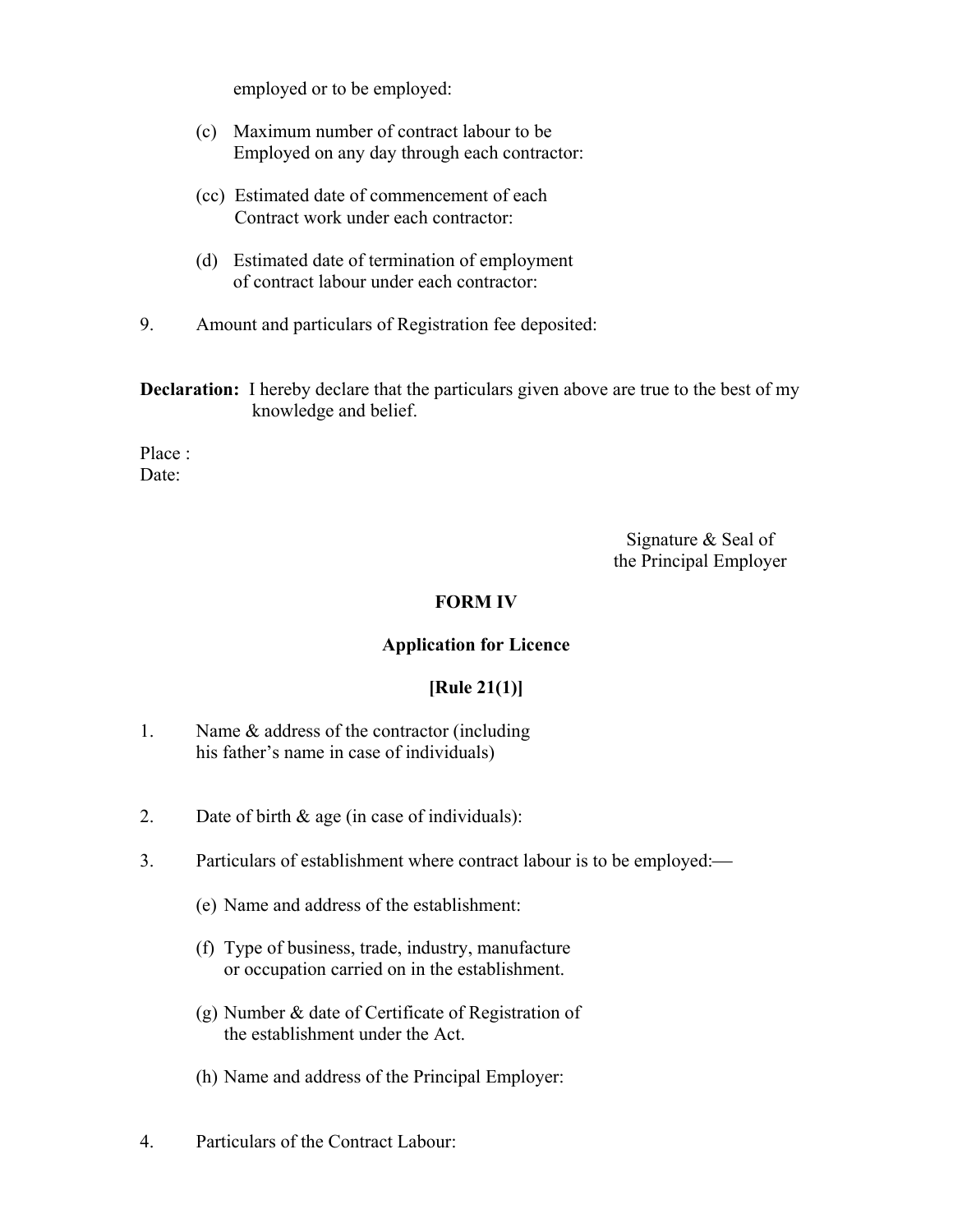employed or to be employed:

(c) Maximum number of contract labour to be Employed on any day through each contractor:

(cc) Estimated date of commencement of each Contract work under each contractor:

(d) Estimated date of termination of employment of contract labour under each contractor:

9. Amount and particulars of Registration fee deposited:

**Declaration:** I hereby declare that the particulars given above are true to the best of my knowledge and belief.

Place :
Date:

Signature & Seal of
the Principal Employer

## FORM IV

## Application for Licence

## [Rule 21(1)]

1. Name & address of the contractor (including his father's name in case of individuals)

2. Date of birth & age (in case of individuals):

3. Particulars of establishment where contract labour is to be employed:—

   (e) Name and address of the establishment:

   (f) Type of business, trade, industry, manufacture or occupation carried on in the establishment.

   (g) Number & date of Certificate of Registration of the establishment under the Act.

   (h) Name and address of the Principal Employer:

4. Particulars of the Contract Labour: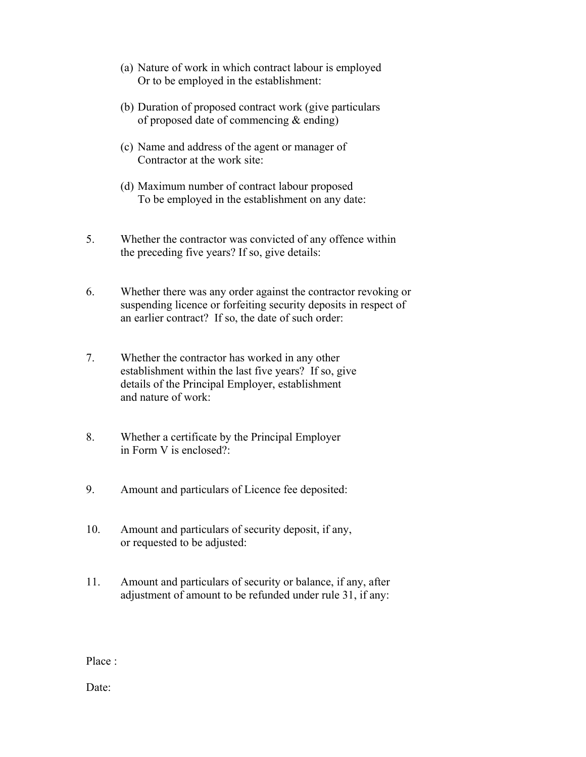(a) Nature of work in which contract labour is employed Or to be employed in the establishment:

(b) Duration of proposed contract work (give particulars of proposed date of commencing & ending)

(c) Name and address of the agent or manager of Contractor at the work site:

(d) Maximum number of contract labour proposed To be employed in the establishment on any date:

5. Whether the contractor was convicted of any offence within the preceding five years? If so, give details:

6. Whether there was any order against the contractor revoking or suspending licence or forfeiting security deposits in respect of an earlier contract? If so, the date of such order:

7. Whether the contractor has worked in any other establishment within the last five years? If so, give details of the Principal Employer, establishment and nature of work:

8. Whether a certificate by the Principal Employer in Form V is enclosed?:

9. Amount and particulars of Licence fee deposited:

10. Amount and particulars of security deposit, if any, or requested to be adjusted:

11. Amount and particulars of security or balance, if any, after adjustment of amount to be refunded under rule 31, if any:

Place :

Date: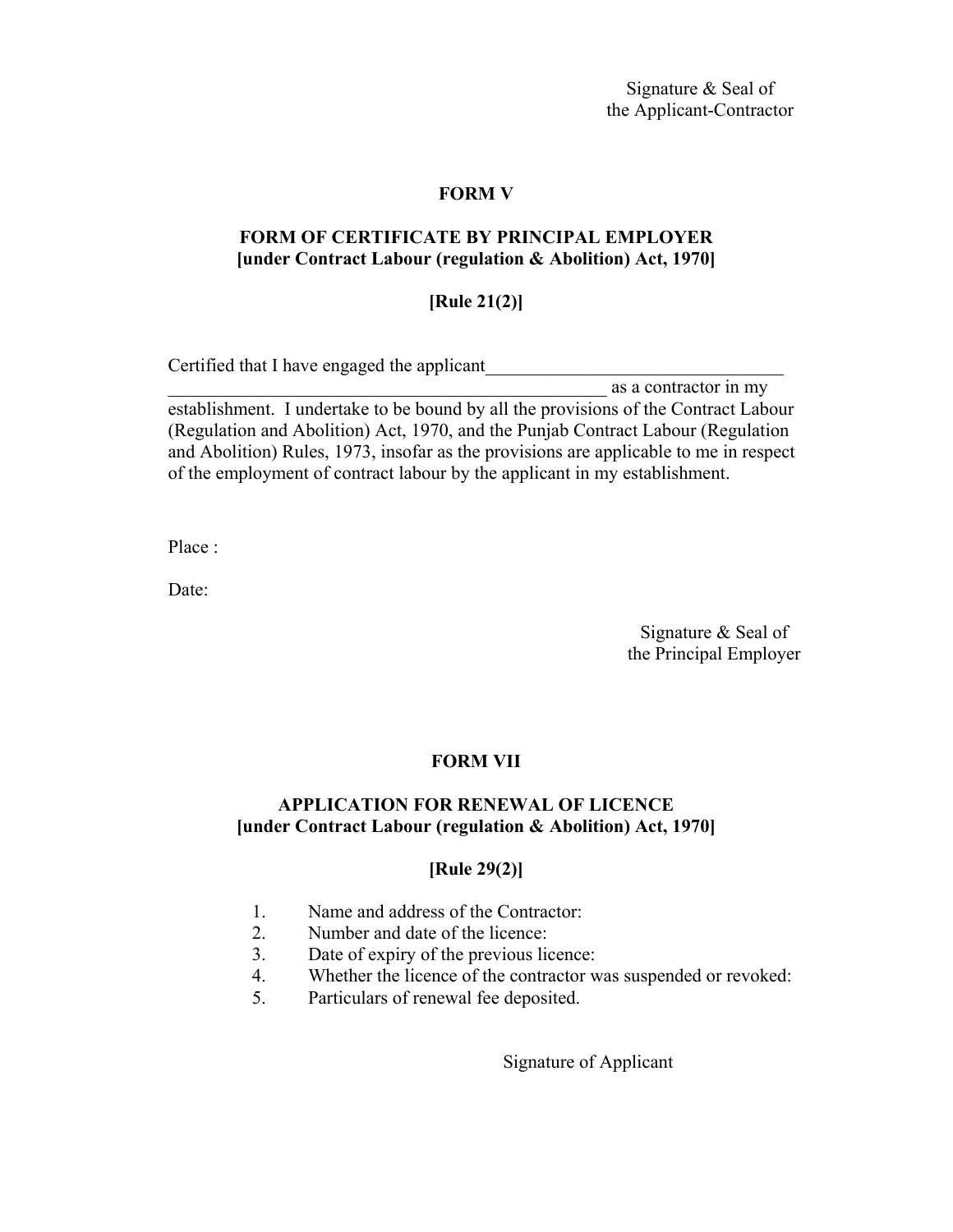Signature & Seal of
the Applicant-Contractor

## FORM V

### FORM OF CERTIFICATE BY PRINCIPAL EMPLOYER
**[under Contract Labour (regulation & Abolition) Act, 1970]**

**[Rule 21(2)]**

Certified that I have engaged the applicant________________________________
________________________________________________ as a contractor in my establishment. I undertake to be bound by all the provisions of the Contract Labour (Regulation and Abolition) Act, 1970, and the Punjab Contract Labour (Regulation and Abolition) Rules, 1973, insofar as the provisions are applicable to me in respect of the employment of contract labour by the applicant in my establishment.

Place :

Date:

Signature & Seal of
the Principal Employer

## FORM VII

### APPLICATION FOR RENEWAL OF LICENCE
**[under Contract Labour (regulation & Abolition) Act, 1970]**

**[Rule 29(2)]**

1. Name and address of the Contractor:
2. Number and date of the licence:
3. Date of expiry of the previous licence:
4. Whether the licence of the contractor was suspended or revoked:
5. Particulars of renewal fee deposited.

Signature of Applicant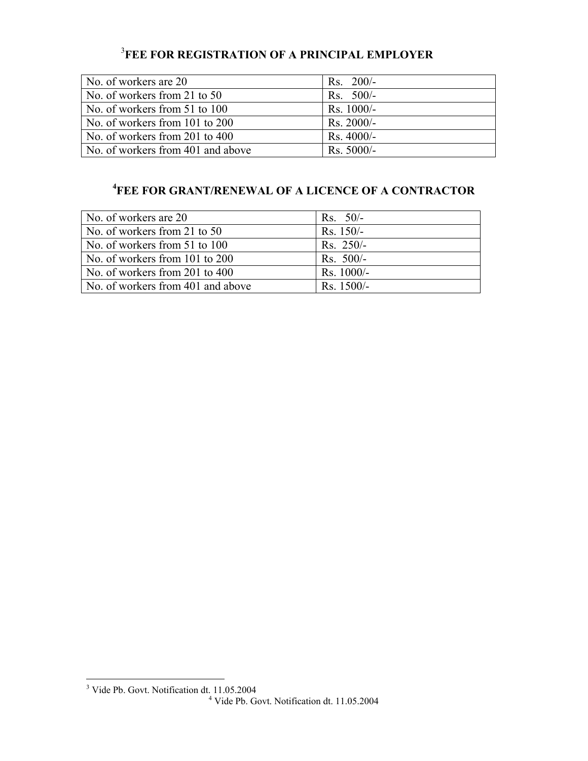## [3]FEE FOR REGISTRATION OF A PRINCIPAL EMPLOYER

| | |
|---|---|
| No. of workers are 20 | Rs. 200/- |
| No. of workers from 21 to 50 | Rs. 500/- |
| No. of workers from 51 to 100 | Rs. 1000/- |
| No. of workers from 101 to 200 | Rs. 2000/- |
| No. of workers from 201 to 400 | Rs. 4000/- |
| No. of workers from 401 and above | Rs. 5000/- |

## [4]FEE FOR GRANT/RENEWAL OF A LICENCE OF A CONTRACTOR

| | |
|---|---|
| No. of workers are 20 | Rs. 50/- |
| No. of workers from 21 to 50 | Rs. 150/- |
| No. of workers from 51 to 100 | Rs. 250/- |
| No. of workers from 101 to 200 | Rs. 500/- |
| No. of workers from 201 to 400 | Rs. 1000/- |
| No. of workers from 401 and above | Rs. 1500/- |

---

[3] Vide Pb. Govt. Notification dt. 11.05.2004

[4] Vide Pb. Govt. Notification dt. 11.05.2004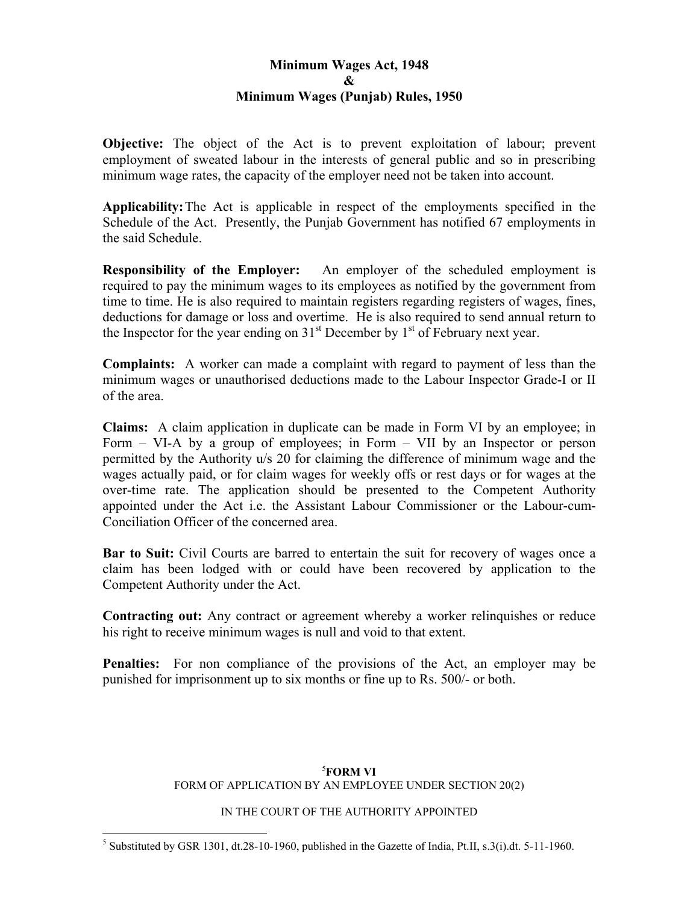# Minimum Wages Act, 1948
# &
# Minimum Wages (Punjab) Rules, 1950

**Objective:** The object of the Act is to prevent exploitation of labour; prevent employment of sweated labour in the interests of general public and so in prescribing minimum wage rates, the capacity of the employer need not be taken into account.

**Applicability:** The Act is applicable in respect of the employments specified in the Schedule of the Act. Presently, the Punjab Government has notified 67 employments in the said Schedule.

**Responsibility of the Employer:** An employer of the scheduled employment is required to pay the minimum wages to its employees as notified by the government from time to time. He is also required to maintain registers regarding registers of wages, fines, deductions for damage or loss and overtime. He is also required to send annual return to the Inspector for the year ending on 31st December by 1st of February next year.

**Complaints:** A worker can made a complaint with regard to payment of less than the minimum wages or unauthorised deductions made to the Labour Inspector Grade-I or II of the area.

**Claims:** A claim application in duplicate can be made in Form VI by an employee; in Form – VI-A by a group of employees; in Form – VII by an Inspector or person permitted by the Authority u/s 20 for claiming the difference of minimum wage and the wages actually paid, or for claim wages for weekly offs or rest days or for wages at the over-time rate. The application should be presented to the Competent Authority appointed under the Act i.e. the Assistant Labour Commissioner or the Labour-cum-Conciliation Officer of the concerned area.

**Bar to Suit:** Civil Courts are barred to entertain the suit for recovery of wages once a claim has been lodged with or could have been recovered by application to the Competent Authority under the Act.

**Contracting out:** Any contract or agreement whereby a worker relinquishes or reduce his right to receive minimum wages is null and void to that extent.

**Penalties:** For non compliance of the provisions of the Act, an employer may be punished for imprisonment up to six months or fine up to Rs. 500/- or both.

**[5]FORM VI**

FORM OF APPLICATION BY AN EMPLOYEE UNDER SECTION 20(2)

IN THE COURT OF THE AUTHORITY APPOINTED

---

[5] Substituted by GSR 1301, dt.28-10-1960, published in the Gazette of India, Pt.II, s.3(i).dt. 5-11-1960.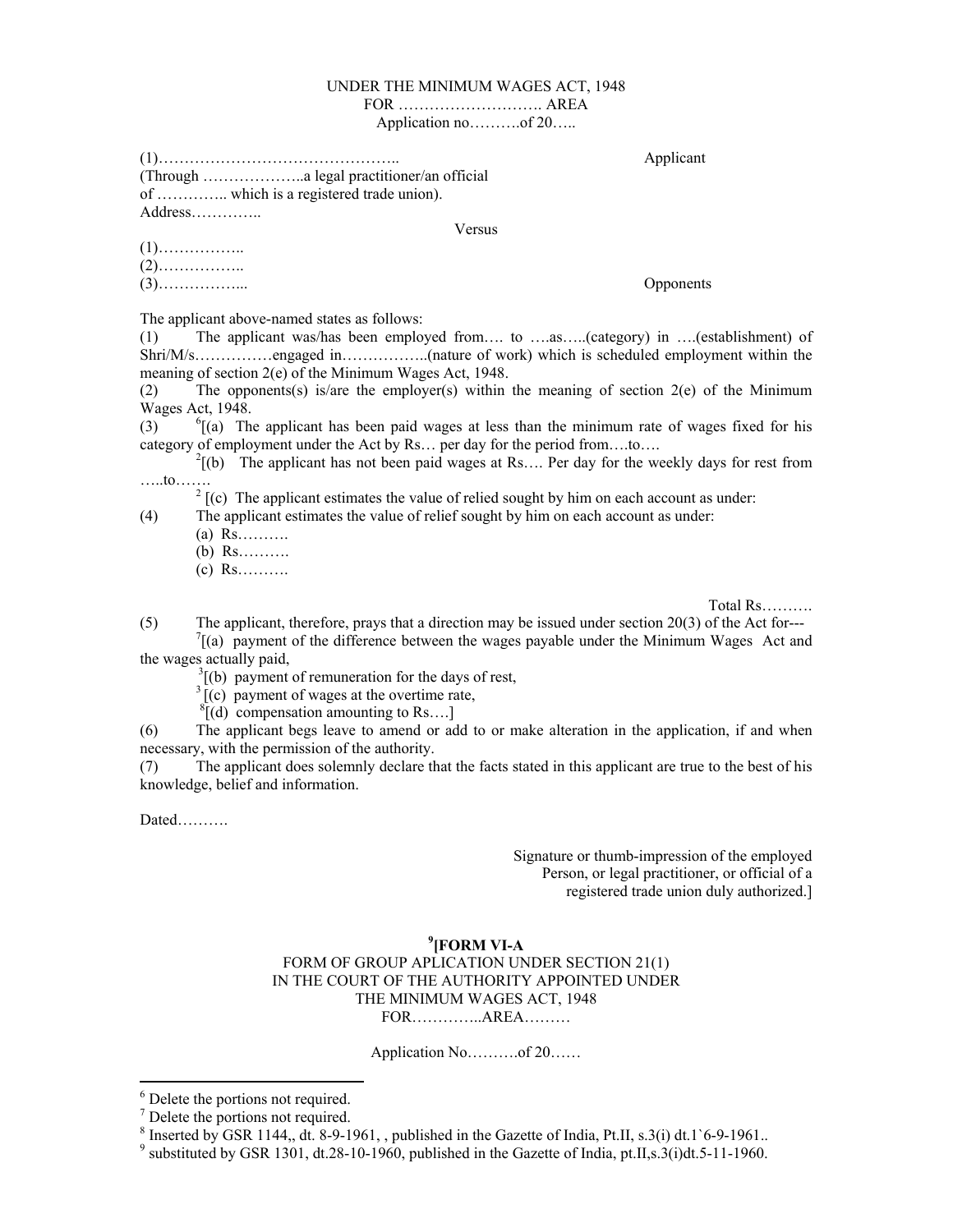UNDER THE MINIMUM WAGES ACT, 1948
FOR ………………………. AREA
Application no……….of 20…..

(1)……………………………………….. Applicant
(Through ………………..a legal practitioner/an official
of ………….. which is a registered trade union).
Address…………..

Versus

(1)……………..
(2)……………..
(3)…………….... Opponents

The applicant above-named states as follows:

(1) The applicant was/has been employed from…. to ….as…..(category) in ….(establishment) of Shri/M/s……………engaged in……………..(nature of work) which is scheduled employment within the meaning of section 2(e) of the Minimum Wages Act, 1948.

(2) The opponents(s) is/are the employer(s) within the meaning of section 2(e) of the Minimum Wages Act, 1948.

(3) [6][(a) The applicant has been paid wages at less than the minimum rate of wages fixed for his category of employment under the Act by Rs… per day for the period from….to….

[2][(b) The applicant has not been paid wages at Rs…. Per day for the weekly days for rest from …..to…….

[2] [(c) The applicant estimates the value of relied sought by him on each account as under:

(4) The applicant estimates the value of relief sought by him on each account as under:

(a) Rs……….
(b) Rs……….
(c) Rs……….

Total Rs……….

(5) The applicant, therefore, prays that a direction may be issued under section 20(3) of the Act for---

[7][(a) payment of the difference between the wages payable under the Minimum Wages Act and the wages actually paid,

[3][(b) payment of remuneration for the days of rest,

[3][(c) payment of wages at the overtime rate,

[8][(d) compensation amounting to Rs….]

(6) The applicant begs leave to amend or add to or make alteration in the application, if and when necessary, with the permission of the authority.

(7) The applicant does solemnly declare that the facts stated in this applicant are true to the best of his knowledge, belief and information.

Dated……….

Signature or thumb-impression of the employed Person, or legal practitioner, or official of a registered trade union duly authorized.]

## [9][FORM VI-A

FORM OF GROUP APLICATION UNDER SECTION 21(1)
IN THE COURT OF THE AUTHORITY APPOINTED UNDER
THE MINIMUM WAGES ACT, 1948
FOR…………..AREA………

Application No……….of 20……

---

[6] Delete the portions not required.

[7] Delete the portions not required.

[8] Inserted by GSR 1144,, dt. 8-9-1961, , published in the Gazette of India, Pt.II, s.3(i) dt.1`6-9-1961..

[9] substituted by GSR 1301, dt.28-10-1960, published in the Gazette of India, pt.II,s.3(i)dt.5-11-1960.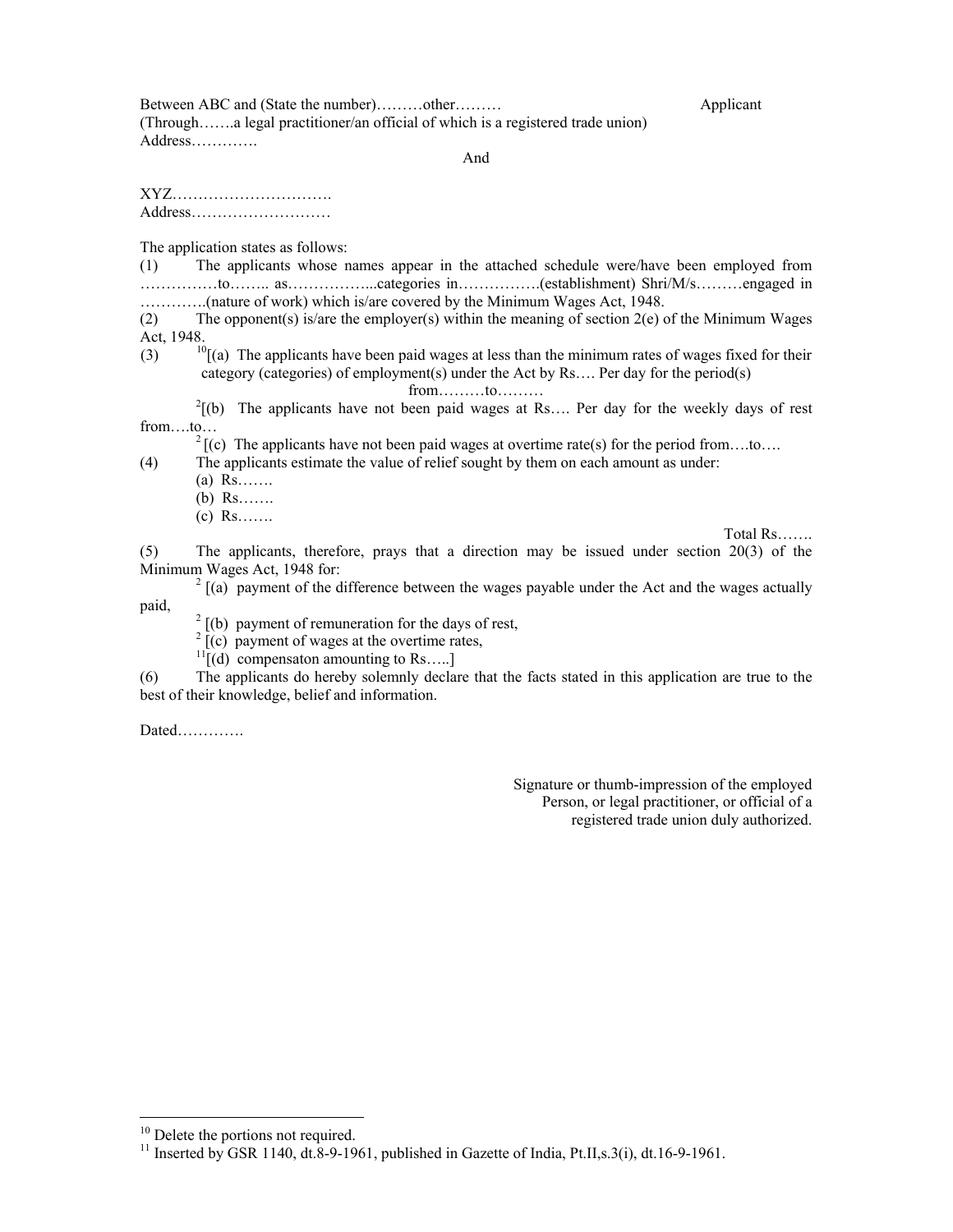Between ABC and (State the number)………other……… Applicant
(Through…….a legal practitioner/an official of which is a registered trade union)
Address………….

And

XYZ………………………….
Address………………………

The application states as follows:

(1) The applicants whose names appear in the attached schedule were/have been employed from ……………to…….. as……………...categories in…………….(establishment) Shri/M/s………engaged in ………….(nature of work) which is/are covered by the Minimum Wages Act, 1948.

(2) The opponent(s) is/are the employer(s) within the meaning of section 2(e) of the Minimum Wages Act, 1948.

(3) [10][(a) The applicants have been paid wages at less than the minimum rates of wages fixed for their category (categories) of employment(s) under the Act by Rs…. Per day for the period(s) from………to………

[2][(b) The applicants have not been paid wages at Rs…. Per day for the weekly days of rest from….to…

[2][(c) The applicants have not been paid wages at overtime rate(s) for the period from….to….

(4) The applicants estimate the value of relief sought by them on each amount as under:
- (a) Rs…….
- (b) Rs…….
- (c) Rs…….

Total Rs…….

(5) The applicants, therefore, prays that a direction may be issued under section 20(3) of the Minimum Wages Act, 1948 for:

[2][(a) payment of the difference between the wages payable under the Act and the wages actually paid,

[2][(b) payment of remuneration for the days of rest,

[2][(c) payment of wages at the overtime rates,

[11][(d) compensaton amounting to Rs…..]

(6) The applicants do hereby solemnly declare that the facts stated in this application are true to the best of their knowledge, belief and information.

Dated………….

Signature or thumb-impression of the employed Person, or legal practitioner, or official of a registered trade union duly authorized.

---

[10] Delete the portions not required.

[11] Inserted by GSR 1140, dt.8-9-1961, published in Gazette of India, Pt.II,s.3(i), dt.16-9-1961.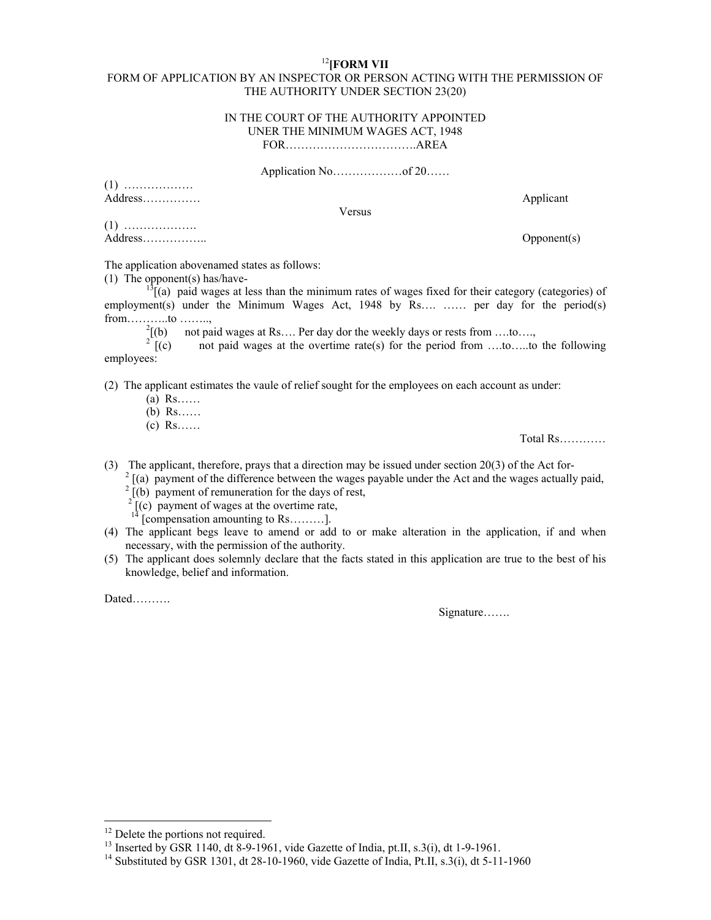[12][**FORM VII**

FORM OF APPLICATION BY AN INSPECTOR OR PERSON ACTING WITH THE PERMISSION OF THE AUTHORITY UNDER SECTION 23(20)

IN THE COURT OF THE AUTHORITY APPOINTED
UNER THE MINIMUM WAGES ACT, 1948
FOR…………………………….AREA

Application No………………of 20……

(1) ………………
Address…………… Applicant

Versus

(1) ……………….
Address…………….. Opponent(s)

The application abovenamed states as follows:

(1) The opponent(s) has/have-

[13][(a) paid wages at less than the minimum rates of wages fixed for their category (categories) of employment(s) under the Minimum Wages Act, 1948 by Rs…. …… per day for the period(s) from………..to ……..,

[2][(b) not paid wages at Rs…. Per day dor the weekly days or rests from ….to….,

[2][(c) not paid wages at the overtime rate(s) for the period from ….to…..to the following employees:

(2) The applicant estimates the vaule of relief sought for the employees on each account as under:

(a) Rs……
(b) Rs……
(c) Rs……

Total Rs…………

(3) The applicant, therefore, prays that a direction may be issued under section 20(3) of the Act for-

[2][(a) payment of the difference between the wages payable under the Act and the wages actually paid,

[2][(b) payment of remuneration for the days of rest,

[2][(c) payment of wages at the overtime rate,

[14][compensation amounting to Rs………].

(4) The applicant begs leave to amend or add to or make alteration in the application, if and when necessary, with the permission of the authority.

(5) The applicant does solemnly declare that the facts stated in this application are true to the best of his knowledge, belief and information.

Dated……….

Signature…….

---

[12] Delete the portions not required.

[13] Inserted by GSR 1140, dt 8-9-1961, vide Gazette of India, pt.II, s.3(i), dt 1-9-1961.

[14] Substituted by GSR 1301, dt 28-10-1960, vide Gazette of India, Pt.II, s.3(i), dt 5-11-1960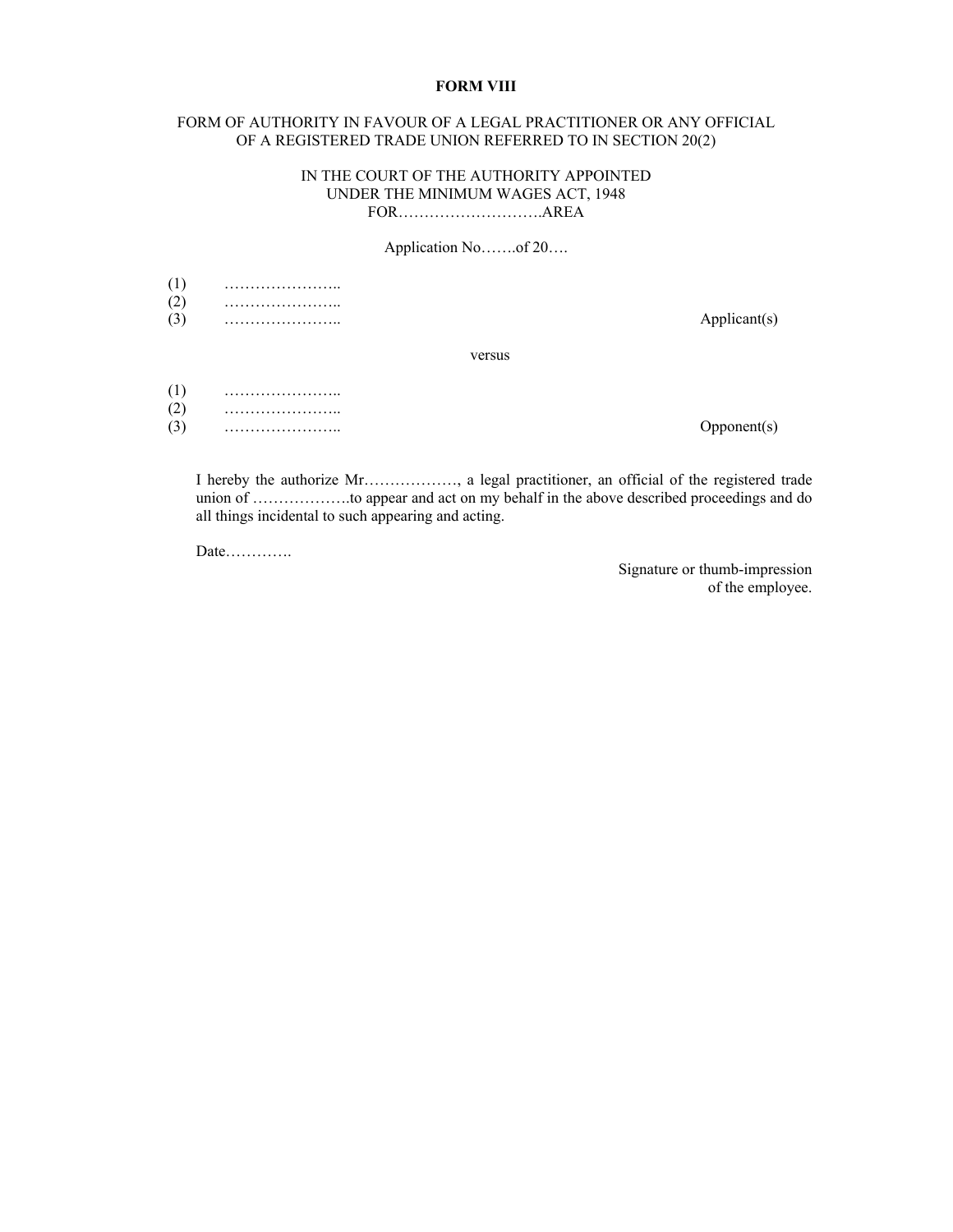**FORM VIII**

FORM OF AUTHORITY IN FAVOUR OF A LEGAL PRACTITIONER OR ANY OFFICIAL OF A REGISTERED TRADE UNION REFERRED TO IN SECTION 20(2)

IN THE COURT OF THE AUTHORITY APPOINTED
UNDER THE MINIMUM WAGES ACT, 1948
FOR……………………….AREA

Application No…….of 20….

(1) …………………..
(2) …………………..
(3) ………………….. Applicant(s)

versus

(1) …………………..
(2) …………………..
(3) ………………….. Opponent(s)

I hereby the authorize Mr……………., a legal practitioner, an official of the registered trade union of ……………….to appear and act on my behalf in the above described proceedings and do all things incidental to such appearing and acting.

Date………….

Signature or thumb-impression
of the employee.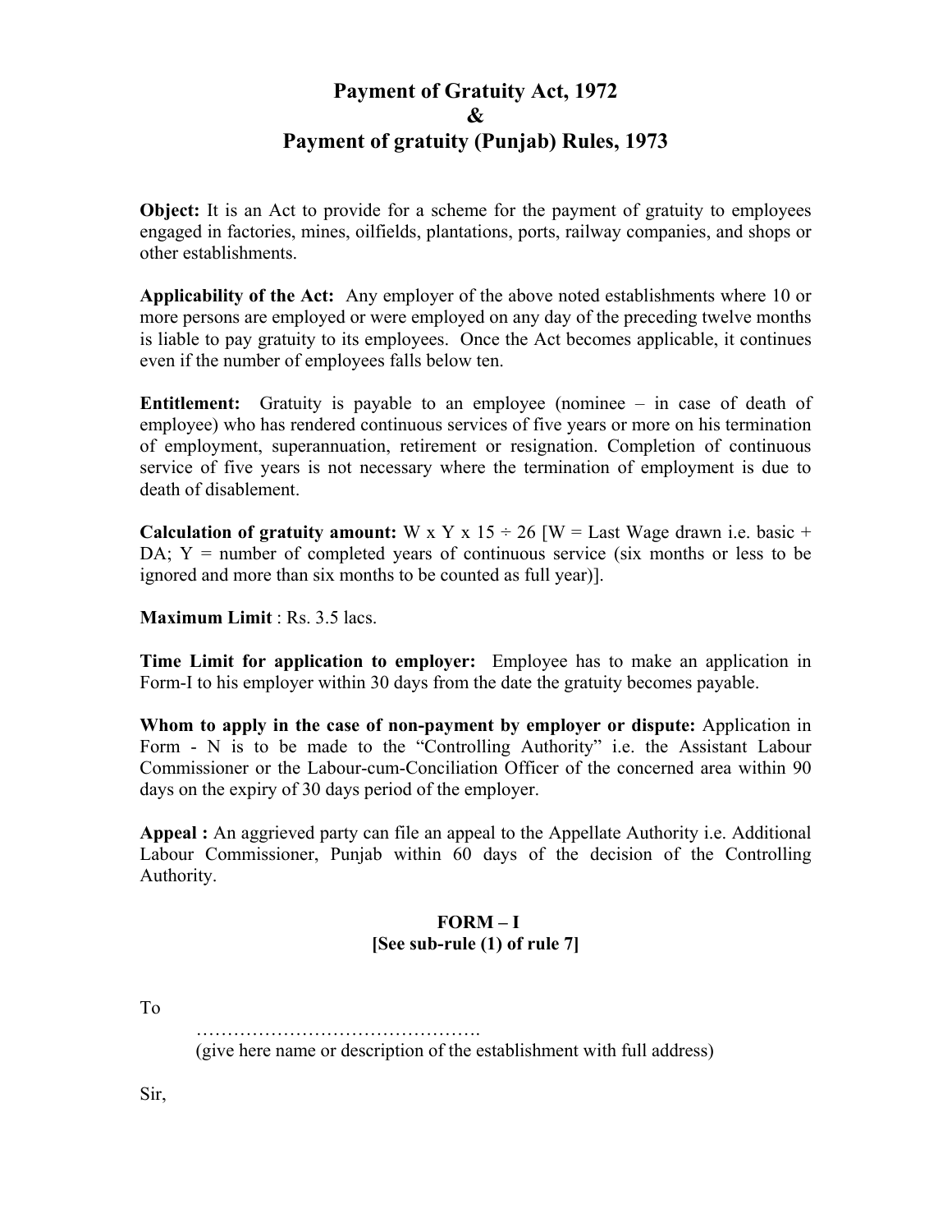# Payment of Gratuity Act, 1972
# &
# Payment of gratuity (Punjab) Rules, 1973

**Object:** It is an Act to provide for a scheme for the payment of gratuity to employees engaged in factories, mines, oilfields, plantations, ports, railway companies, and shops or other establishments.

**Applicability of the Act:** Any employer of the above noted establishments where 10 or more persons are employed or were employed on any day of the preceding twelve months is liable to pay gratuity to its employees. Once the Act becomes applicable, it continues even if the number of employees falls below ten.

**Entitlement:** Gratuity is payable to an employee (nominee – in case of death of employee) who has rendered continuous services of five years or more on his termination of employment, superannuation, retirement or resignation. Completion of continuous service of five years is not necessary where the termination of employment is due to death of disablement.

**Calculation of gratuity amount:** $W \times Y \times 15 \div 26$ [W = Last Wage drawn i.e. basic + DA; Y = number of completed years of continuous service (six months or less to be ignored and more than six months to be counted as full year)].

**Maximum Limit** : Rs. 3.5 lacs.

**Time Limit for application to employer:** Employee has to make an application in Form-I to his employer within 30 days from the date the gratuity becomes payable.

**Whom to apply in the case of non-payment by employer or dispute:** Application in Form - N is to be made to the "Controlling Authority" i.e. the Assistant Labour Commissioner or the Labour-cum-Conciliation Officer of the concerned area within 90 days on the expiry of 30 days period of the employer.

**Appeal :** An aggrieved party can file an appeal to the Appellate Authority i.e. Additional Labour Commissioner, Punjab within 60 days of the decision of the Controlling Authority.

**FORM – I**
**[See sub-rule (1) of rule 7]**

To

……………………………………….
(give here name or description of the establishment with full address)

Sir,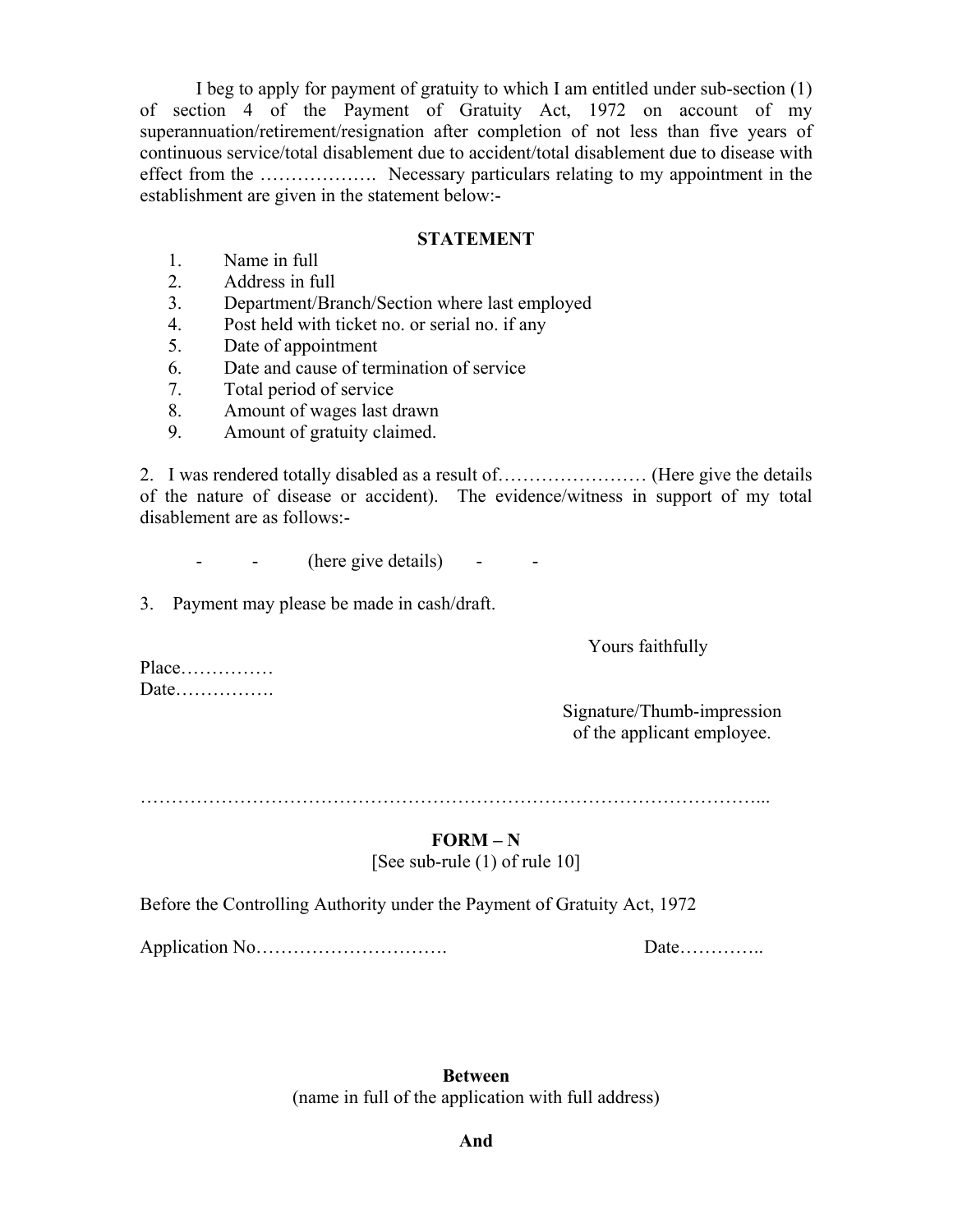I beg to apply for payment of gratuity to which I am entitled under sub-section (1) of section 4 of the Payment of Gratuity Act, 1972 on account of my superannuation/retirement/resignation after completion of not less than five years of continuous service/total disablement due to accident/total disablement due to disease with effect from the ………………. Necessary particulars relating to my appointment in the establishment are given in the statement below:-

**STATEMENT**

1. Name in full
2. Address in full
3. Department/Branch/Section where last employed
4. Post held with ticket no. or serial no. if any
5. Date of appointment
6. Date and cause of termination of service
7. Total period of service
8. Amount of wages last drawn
9. Amount of gratuity claimed.

2. I was rendered totally disabled as a result of…………………… (Here give the details of the nature of disease or accident). The evidence/witness in support of my total disablement are as follows:-

- - (here give details) - -

3. Payment may please be made in cash/draft.

Yours faithfully

Place……………

Date…………….

Signature/Thumb-impression of the applicant employee.

……………………………………………………………………………………...

**FORM – N**

[See sub-rule (1) of rule 10]

Before the Controlling Authority under the Payment of Gratuity Act, 1972

Application No…………………………. Date…………..

**Between**

(name in full of the application with full address)

**And**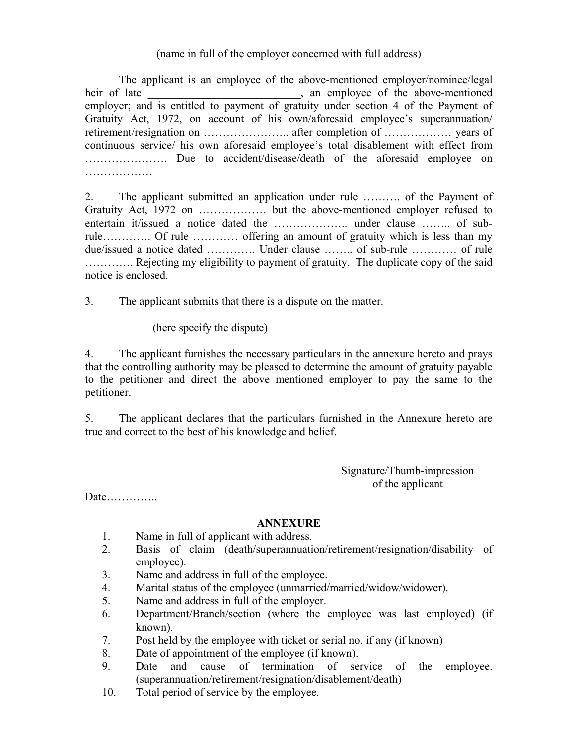(name in full of the employer concerned with full address)

The applicant is an employee of the above-mentioned employer/nominee/legal heir of late ___________________________, an employee of the above-mentioned employer; and is entitled to payment of gratuity under section 4 of the Payment of Gratuity Act, 1972, on account of his own/aforesaid employee's superannuation/ retirement/resignation on ………………….. after completion of ……………… years of continuous service/ his own aforesaid employee's total disablement with effect from …………………. Due to accident/disease/death of the aforesaid employee on ………………

2. The applicant submitted an application under rule ………. of the Payment of Gratuity Act, 1972 on ……………… but the above-mentioned employer refused to entertain it/issued a notice dated the ……………….. under clause …….. of sub-rule…………. Of rule ………… offering an amount of gratuity which is less than my due/issued a notice dated …………. Under clause …….. of sub-rule ………… of rule …………. Rejecting my eligibility to payment of gratuity. The duplicate copy of the said notice is enclosed.

3. The applicant submits that there is a dispute on the matter.

(here specify the dispute)

4. The applicant furnishes the necessary particulars in the annexure hereto and prays that the controlling authority may be pleased to determine the amount of gratuity payable to the petitioner and direct the above mentioned employer to pay the same to the petitioner.

5. The applicant declares that the particulars furnished in the Annexure hereto are true and correct to the best of his knowledge and belief.

Signature/Thumb-impression
of the applicant

Date…………..

**ANNEXURE**

1. Name in full of applicant with address.
2. Basis of claim (death/superannuation/retirement/resignation/disability of employee).
3. Name and address in full of the employee.
4. Marital status of the employee (unmarried/married/widow/widower).
5. Name and address in full of the employer.
6. Department/Branch/section (where the employee was last employed) (if known).
7. Post held by the employee with ticket or serial no. if any (if known)
8. Date of appointment of the employee (if known).
9. Date and cause of termination of service of the employee. (superannuation/retirement/resignation/disablement/death)
10. Total period of service by the employee.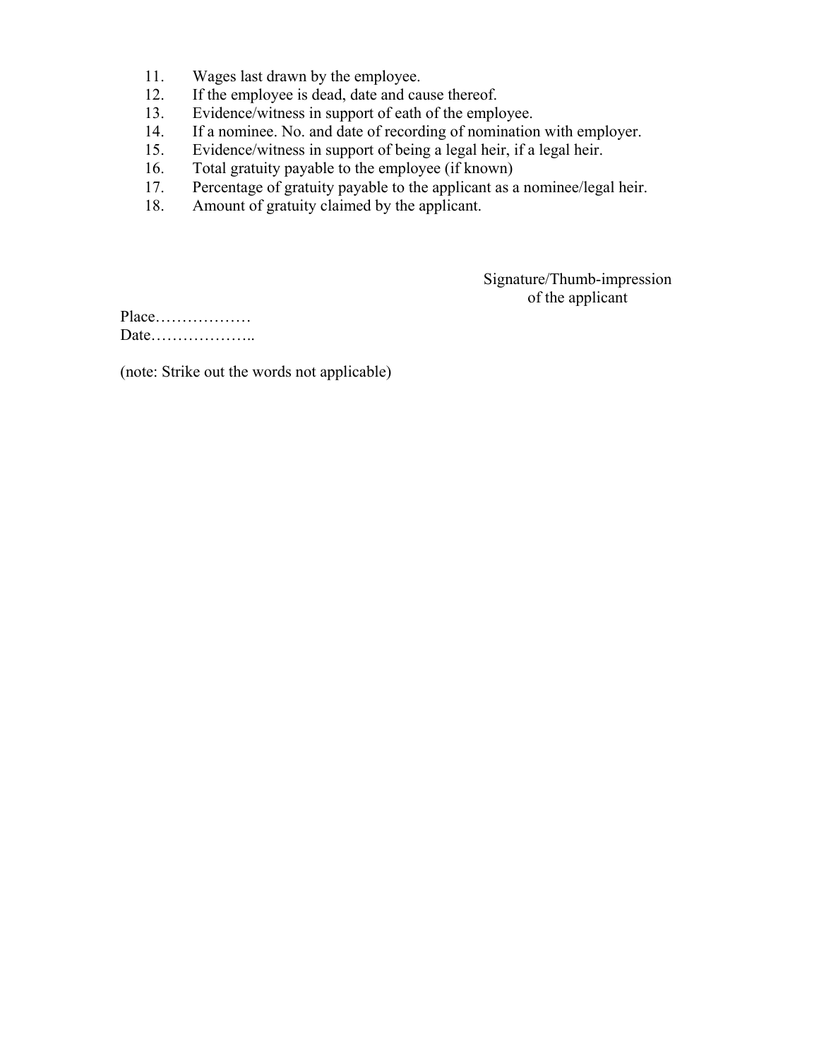11. Wages last drawn by the employee.
12. If the employee is dead, date and cause thereof.
13. Evidence/witness in support of eath of the employee.
14. If a nominee. No. and date of recording of nomination with employer.
15. Evidence/witness in support of being a legal heir, if a legal heir.
16. Total gratuity payable to the employee (if known)
17. Percentage of gratuity payable to the applicant as a nominee/legal heir.
18. Amount of gratuity claimed by the applicant.

Signature/Thumb-impression
of the applicant

Place………………
Date………………..

(note: Strike out the words not applicable)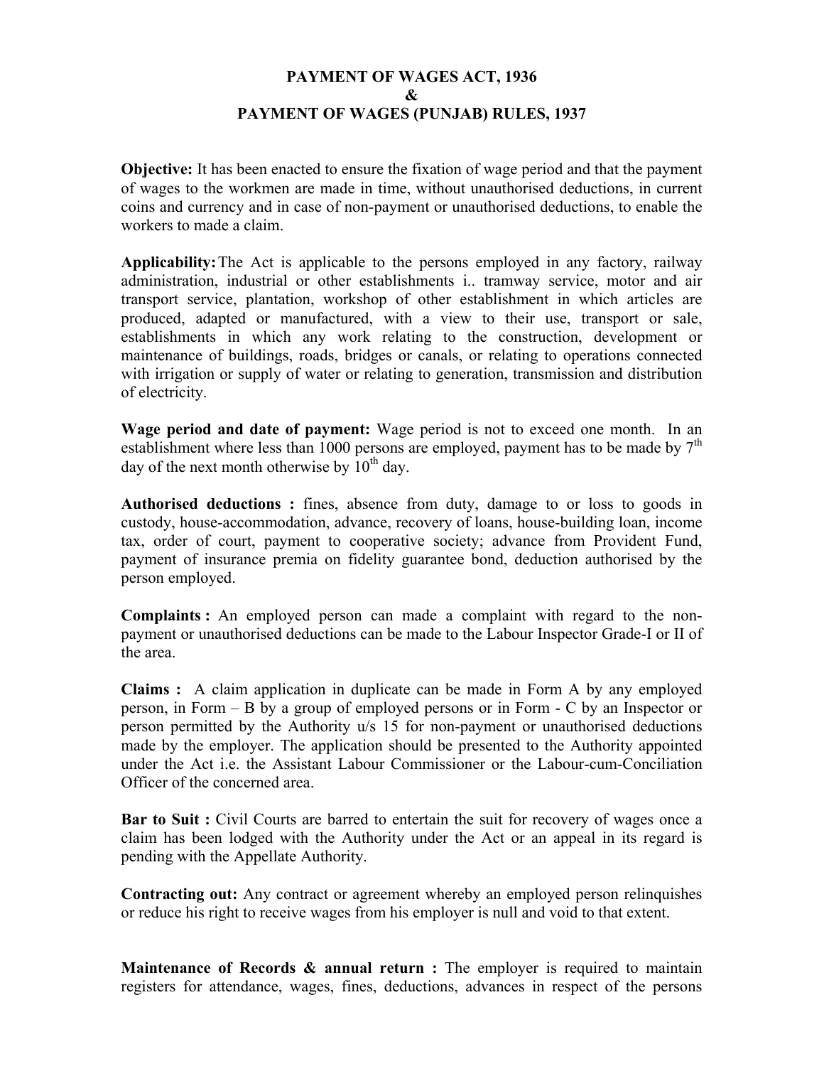**PAYMENT OF WAGES ACT, 1936**
**&**
**PAYMENT OF WAGES (PUNJAB) RULES, 1937**

**Objective:** It has been enacted to ensure the fixation of wage period and that the payment of wages to the workmen are made in time, without unauthorised deductions, in current coins and currency and in case of non-payment or unauthorised deductions, to enable the workers to made a claim.

**Applicability:** The Act is applicable to the persons employed in any factory, railway administration, industrial or other establishments i.. tramway service, motor and air transport service, plantation, workshop of other establishment in which articles are produced, adapted or manufactured, with a view to their use, transport or sale, establishments in which any work relating to the construction, development or maintenance of buildings, roads, bridges or canals, or relating to operations connected with irrigation or supply of water or relating to generation, transmission and distribution of electricity.

**Wage period and date of payment:** Wage period is not to exceed one month. In an establishment where less than 1000 persons are employed, payment has to be made by 7th day of the next month otherwise by 10th day.

**Authorised deductions :** fines, absence from duty, damage to or loss to goods in custody, house-accommodation, advance, recovery of loans, house-building loan, income tax, order of court, payment to cooperative society; advance from Provident Fund, payment of insurance premia on fidelity guarantee bond, deduction authorised by the person employed.

**Complaints :** An employed person can made a complaint with regard to the non-payment or unauthorised deductions can be made to the Labour Inspector Grade-I or II of the area.

**Claims :** A claim application in duplicate can be made in Form A by any employed person, in Form – B by a group of employed persons or in Form - C by an Inspector or person permitted by the Authority u/s 15 for non-payment or unauthorised deductions made by the employer. The application should be presented to the Authority appointed under the Act i.e. the Assistant Labour Commissioner or the Labour-cum-Conciliation Officer of the concerned area.

**Bar to Suit :** Civil Courts are barred to entertain the suit for recovery of wages once a claim has been lodged with the Authority under the Act or an appeal in its regard is pending with the Appellate Authority.

**Contracting out:** Any contract or agreement whereby an employed person relinquishes or reduce his right to receive wages from his employer is null and void to that extent.

**Maintenance of Records & annual return :** The employer is required to maintain registers for attendance, wages, fines, deductions, advances in respect of the persons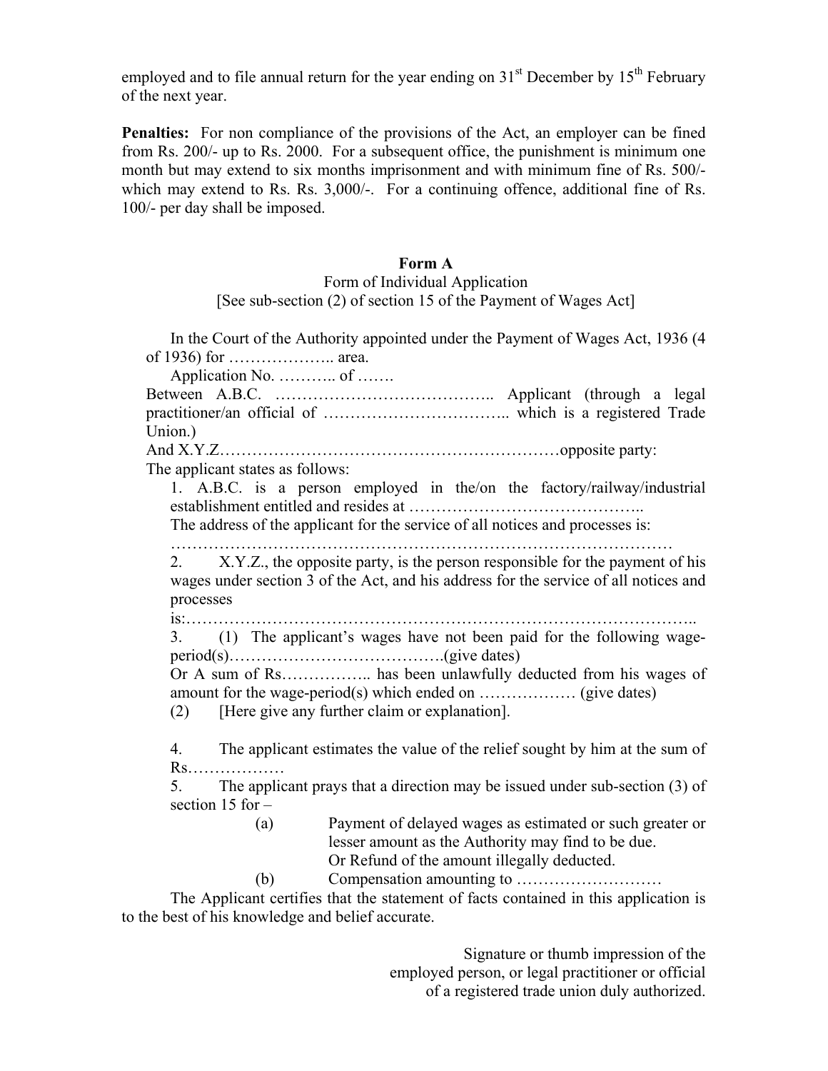employed and to file annual return for the year ending on 31st December by 15th February of the next year.

**Penalties:** For non compliance of the provisions of the Act, an employer can be fined from Rs. 200/- up to Rs. 2000. For a subsequent office, the punishment is minimum one month but may extend to six months imprisonment and with minimum fine of Rs. 500/- which may extend to Rs. Rs. 3,000/-. For a continuing offence, additional fine of Rs. 100/- per day shall be imposed.

**Form A**

Form of Individual Application

[See sub-section (2) of section 15 of the Payment of Wages Act]

In the Court of the Authority appointed under the Payment of Wages Act, 1936 (4 of 1936) for ……………….. area.

Application No. ……….. of …….

Between A.B.C. ………………………………….. Applicant (through a legal practitioner/an official of …………………………….. which is a registered Trade Union.)

And X.Y.Z………………………………………………………opposite party:

The applicant states as follows:

1. A.B.C. is a person employed in the/on the factory/railway/industrial establishment entitled and resides at ……………………………………..
The address of the applicant for the service of all notices and processes is: ………………………………………………………………………………

2. X.Y.Z., the opposite party, is the person responsible for the payment of his wages under section 3 of the Act, and his address for the service of all notices and processes is:………………………………………………………………………………..

3. (1) The applicant's wages have not been paid for the following wage-period(s)………………………………….(give dates)
Or A sum of Rs…………….. has been unlawfully deducted from his wages of amount for the wage-period(s) which ended on ……………… (give dates)
(2) [Here give any further claim or explanation].

4. The applicant estimates the value of the relief sought by him at the sum of Rs………………

5. The applicant prays that a direction may be issued under sub-section (3) of section 15 for –
(a) Payment of delayed wages as estimated or such greater or lesser amount as the Authority may find to be due.
Or Refund of the amount illegally deducted.
(b) Compensation amounting to ………………………

The Applicant certifies that the statement of facts contained in this application is to the best of his knowledge and belief accurate.

Signature or thumb impression of the employed person, or legal practitioner or official of a registered trade union duly authorized.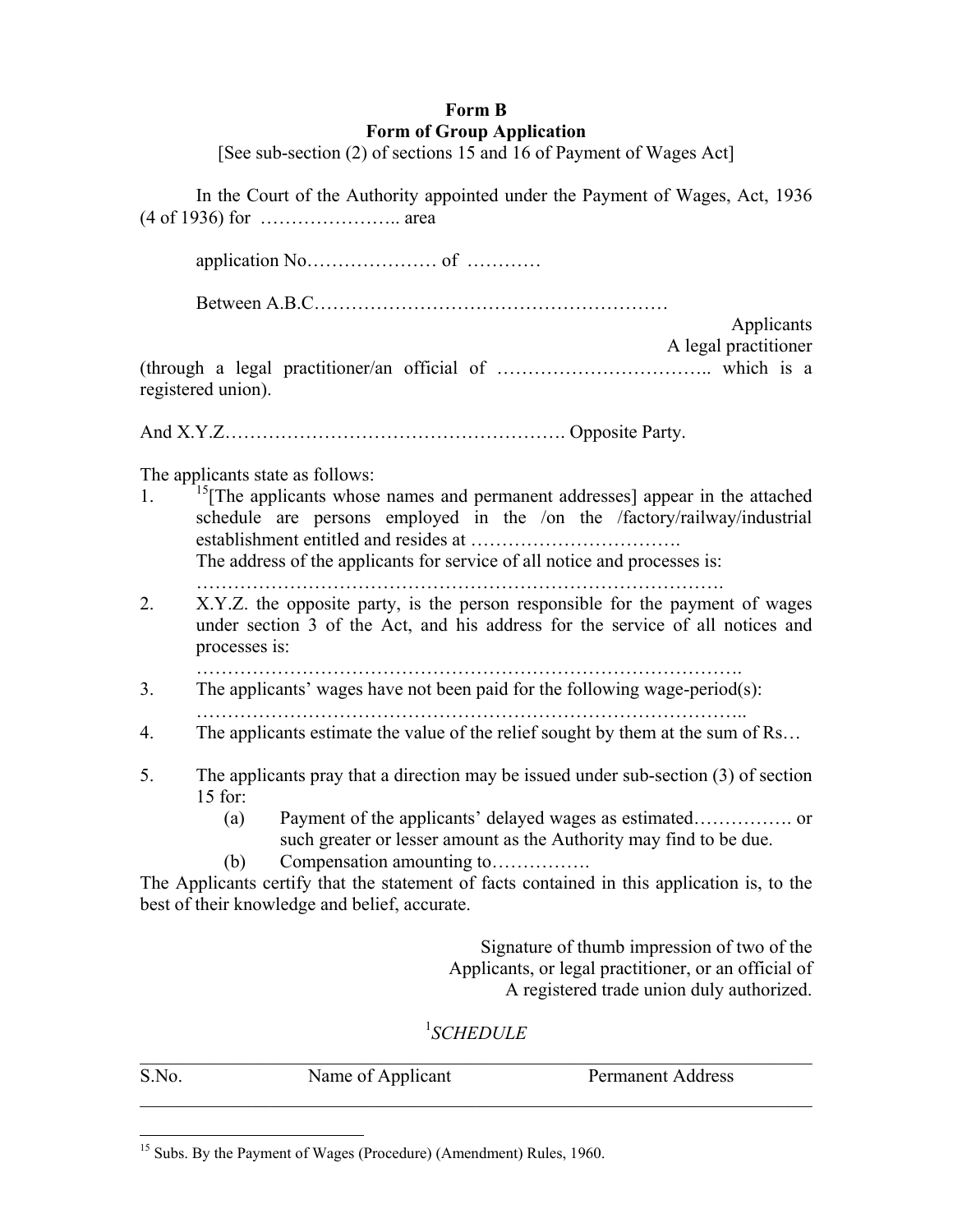**Form B**

**Form of Group Application**

[See sub-section (2) of sections 15 and 16 of Payment of Wages Act]

In the Court of the Authority appointed under the Payment of Wages, Act, 1936 (4 of 1936) for ………………….. area

application No………………… of …………

Between A.B.C…………………………………………………

Applicants

A legal practitioner

(through a legal practitioner/an official of …………………………….. which is a registered union).

And X.Y.Z………………………………………………. Opposite Party.

The applicants state as follows:

1. [15][The applicants whose names and permanent addresses] appear in the attached schedule are persons employed in the /on the /factory/railway/industrial establishment entitled and resides at …………………………….
   The address of the applicants for service of all notice and processes is:
   ……………………………………………………………………….
2. X.Y.Z. the opposite party, is the person responsible for the payment of wages under section 3 of the Act, and his address for the service of all notices and processes is:
   ……………………………………………………………………….
3. The applicants' wages have not been paid for the following wage-period(s):
   ………………………………………………………………………..
4. The applicants estimate the value of the relief sought by them at the sum of Rs…
5. The applicants pray that a direction may be issued under sub-section (3) of section 15 for:
   (a) Payment of the applicants' delayed wages as estimated……………. or such greater or lesser amount as the Authority may find to be due.
   (b) Compensation amounting to…………….

The Applicants certify that the statement of facts contained in this application is, to the best of their knowledge and belief, accurate.

Signature of thumb impression of two of the Applicants, or legal practitioner, or an official of A registered trade union duly authorized.

[1]*SCHEDULE*

| S.No. | Name of Applicant | Permanent Address |
|---|---|---|
| | | |

[15] Subs. By the Payment of Wages (Procedure) (Amendment) Rules, 1960.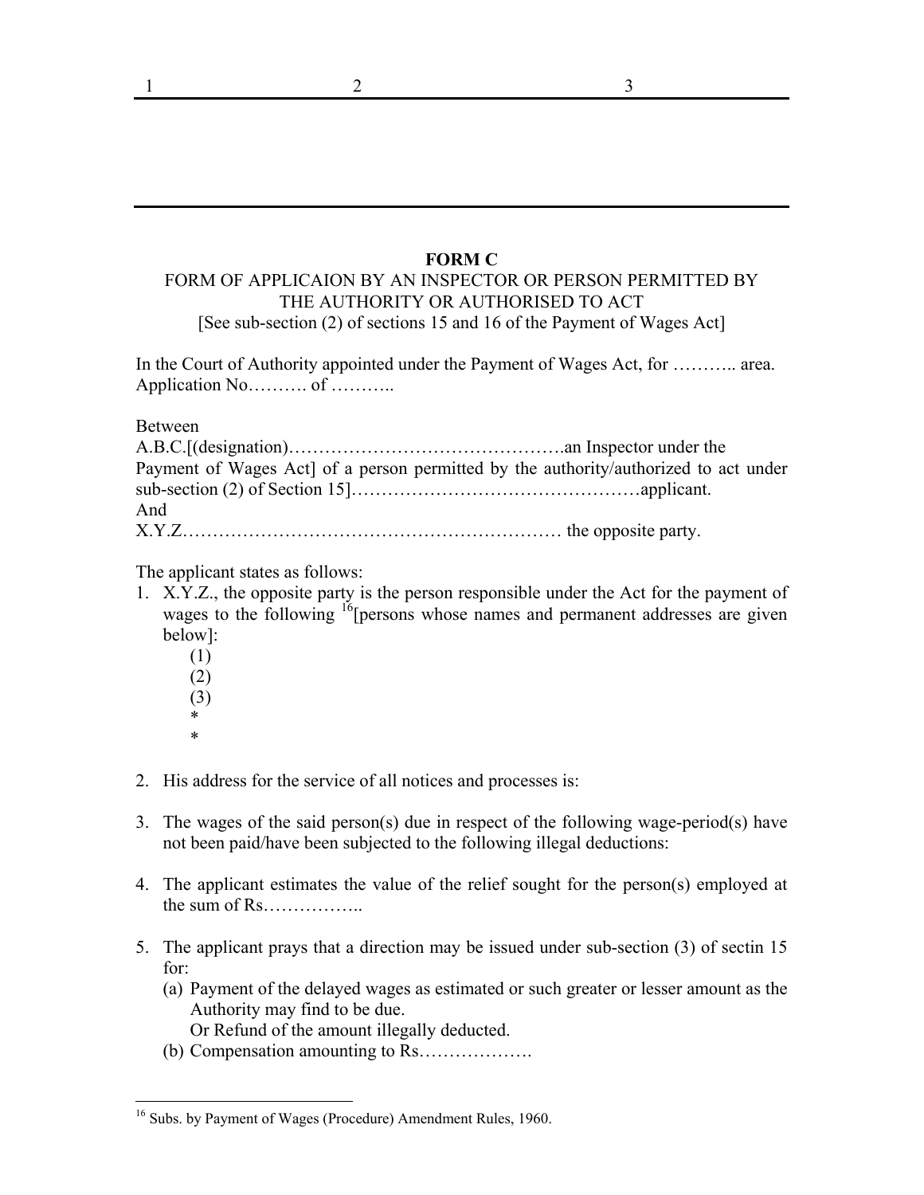| 1 | 2 | 3 |
|---|---|---|
| | | |

**FORM C**

FORM OF APPLICAION BY AN INSPECTOR OR PERSON PERMITTED BY THE AUTHORITY OR AUTHORISED TO ACT

[See sub-section (2) of sections 15 and 16 of the Payment of Wages Act]

In the Court of Authority appointed under the Payment of Wages Act, for ……….. area.
Application No………. of ………..

Between
A.B.C.[(designation)……………………………………….an Inspector under the Payment of Wages Act] of a person permitted by the authority/authorized to act under sub-section (2) of Section 15]…………………………………………applicant.
And
X.Y.Z……………………………………………………… the opposite party.

The applicant states as follows:

1. X.Y.Z., the opposite party is the person responsible under the Act for the payment of wages to the following [16][persons whose names and permanent addresses are given below]:
   (1)
   (2)
   (3)
   *
   *

2. His address for the service of all notices and processes is:

3. The wages of the said person(s) due in respect of the following wage-period(s) have not been paid/have been subjected to the following illegal deductions:

4. The applicant estimates the value of the relief sought for the person(s) employed at the sum of Rs……………..

5. The applicant prays that a direction may be issued under sub-section (3) of sectin 15 for:
   (a) Payment of the delayed wages as estimated or such greater or lesser amount as the Authority may find to be due.
   Or Refund of the amount illegally deducted.
   (b) Compensation amounting to Rs……………….

[16] Subs. by Payment of Wages (Procedure) Amendment Rules, 1960.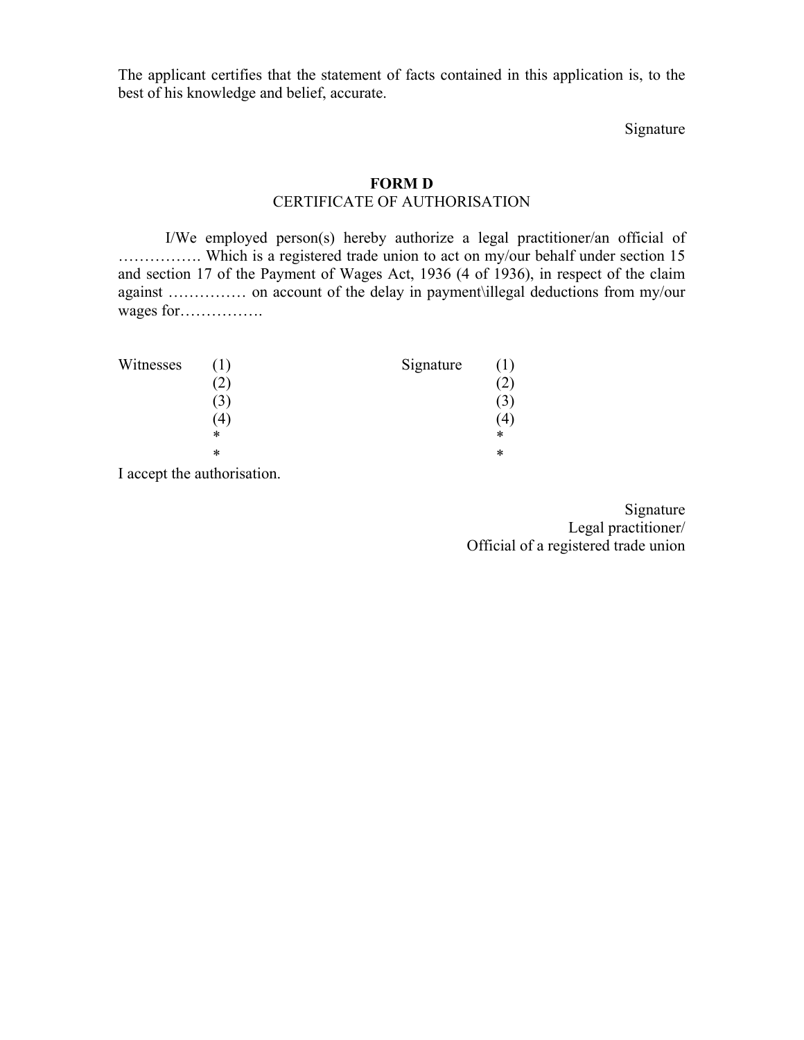The applicant certifies that the statement of facts contained in this application is, to the best of his knowledge and belief, accurate.

Signature

## FORM D

### CERTIFICATE OF AUTHORISATION

I/We employed person(s) hereby authorize a legal practitioner/an official of ……………. Which is a registered trade union to act on my/our behalf under section 15 and section 17 of the Payment of Wages Act, 1936 (4 of 1936), in respect of the claim against …………… on account of the delay in payment\illegal deductions from my/our wages for…………….

| Witnesses | | Signature | |
|---|---|---|---|
| | (1) | | (1) |
| | (2) | | (2) |
| | (3) | | (3) |
| | (4) | | (4) |
| | * | | * |
| | * | | * |

I accept the authorisation.

Signature
Legal practitioner/
Official of a registered trade union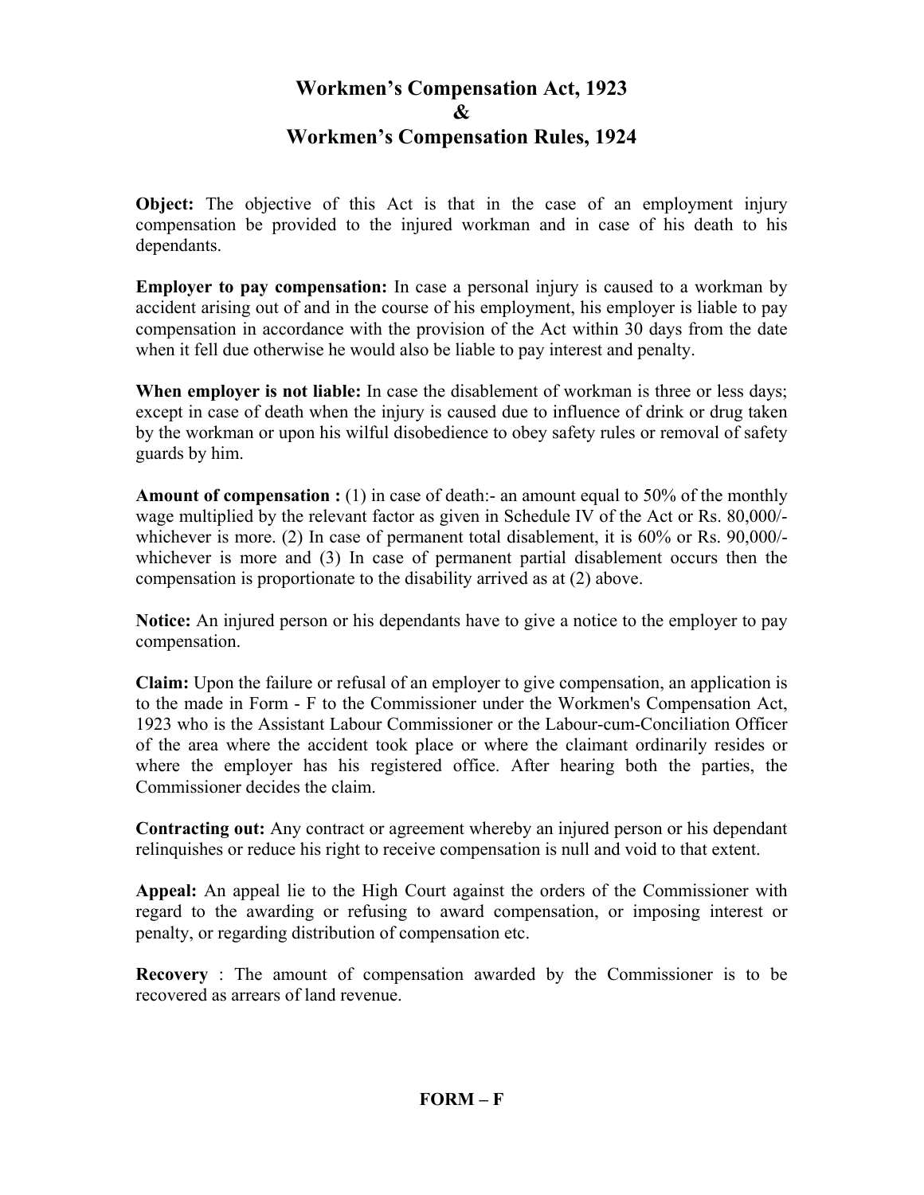# Workmen's Compensation Act, 1923
# &
# Workmen's Compensation Rules, 1924

**Object:** The objective of this Act is that in the case of an employment injury compensation be provided to the injured workman and in case of his death to his dependants.

**Employer to pay compensation:** In case a personal injury is caused to a workman by accident arising out of and in the course of his employment, his employer is liable to pay compensation in accordance with the provision of the Act within 30 days from the date when it fell due otherwise he would also be liable to pay interest and penalty.

**When employer is not liable:** In case the disablement of workman is three or less days; except in case of death when the injury is caused due to influence of drink or drug taken by the workman or upon his wilful disobedience to obey safety rules or removal of safety guards by him.

**Amount of compensation :** (1) in case of death:- an amount equal to 50% of the monthly wage multiplied by the relevant factor as given in Schedule IV of the Act or Rs. 80,000/- whichever is more. (2) In case of permanent total disablement, it is 60% or Rs. 90,000/- whichever is more and (3) In case of permanent partial disablement occurs then the compensation is proportionate to the disability arrived as at (2) above.

**Notice:** An injured person or his dependants have to give a notice to the employer to pay compensation.

**Claim:** Upon the failure or refusal of an employer to give compensation, an application is to the made in Form - F to the Commissioner under the Workmen's Compensation Act, 1923 who is the Assistant Labour Commissioner or the Labour-cum-Conciliation Officer of the area where the accident took place or where the claimant ordinarily resides or where the employer has his registered office. After hearing both the parties, the Commissioner decides the claim.

**Contracting out:** Any contract or agreement whereby an injured person or his dependant relinquishes or reduce his right to receive compensation is null and void to that extent.

**Appeal:** An appeal lie to the High Court against the orders of the Commissioner with regard to the awarding or refusing to award compensation, or imposing interest or penalty, or regarding distribution of compensation etc.

**Recovery** : The amount of compensation awarded by the Commissioner is to be recovered as arrears of land revenue.

**FORM – F**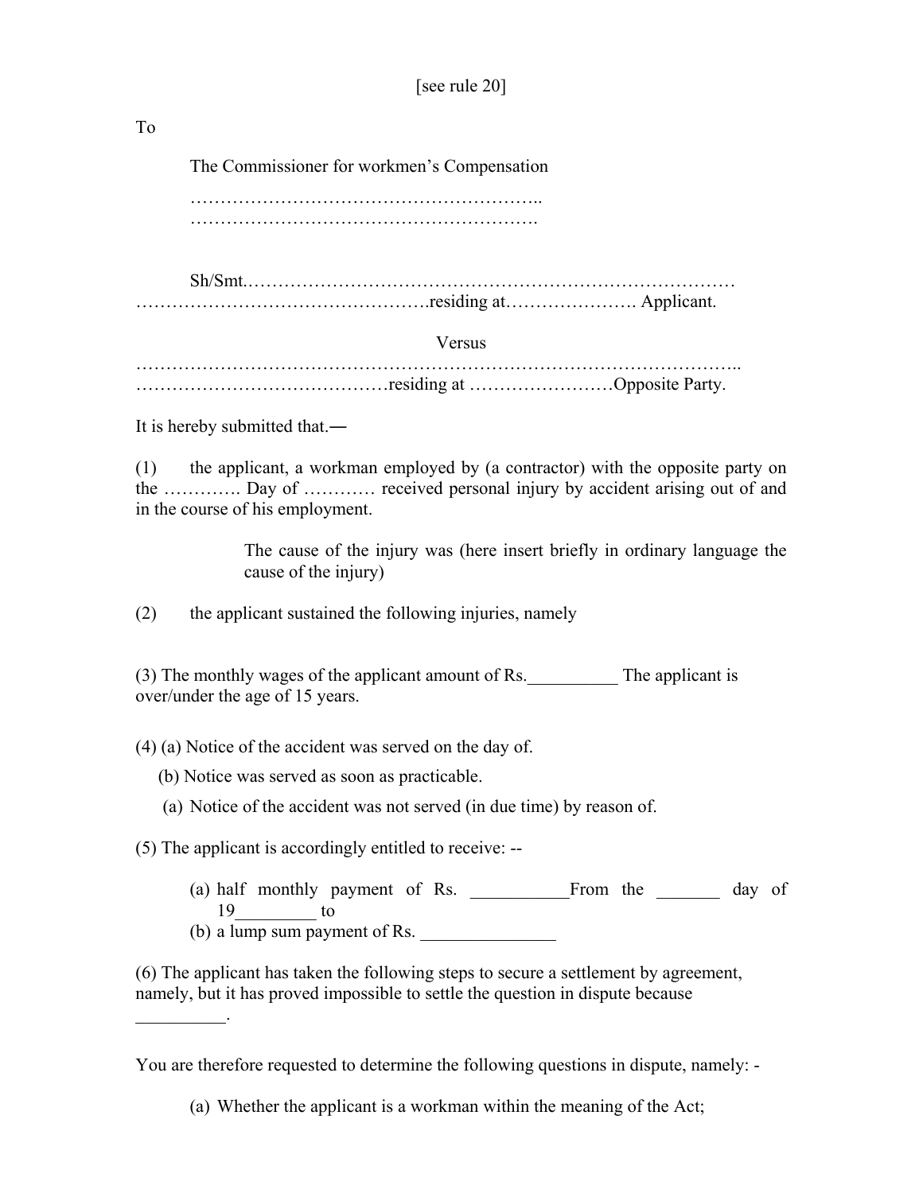[see rule 20]

To

The Commissioner for workmen's Compensation

…………………………………………………..
………………………………………………….

Sh/Smt.………………………………………………………………………
………………………………………….residing at…………………. Applicant.

Versus

……………………………………………………………………………………..
……………………………………residing at ……………………Opposite Party.

It is hereby submitted that.—

(1) the applicant, a workman employed by (a contractor) with the opposite party on the …………. Day of ………… received personal injury by accident arising out of and in the course of his employment.

The cause of the injury was (here insert briefly in ordinary language the cause of the injury)

(2) the applicant sustained the following injuries, namely

(3) The monthly wages of the applicant amount of Rs.__________ The applicant is over/under the age of 15 years.

(4) (a) Notice of the accident was served on the day of.

(b) Notice was served as soon as practicable.

(a) Notice of the accident was not served (in due time) by reason of.

(5) The applicant is accordingly entitled to receive: --

(a) half monthly payment of Rs. ___________From the _______ day of 19_________ to
(b) a lump sum payment of Rs. _______________

(6) The applicant has taken the following steps to secure a settlement by agreement, namely, but it has proved impossible to settle the question in dispute because __________.

You are therefore requested to determine the following questions in dispute, namely: -

(a) Whether the applicant is a workman within the meaning of the Act;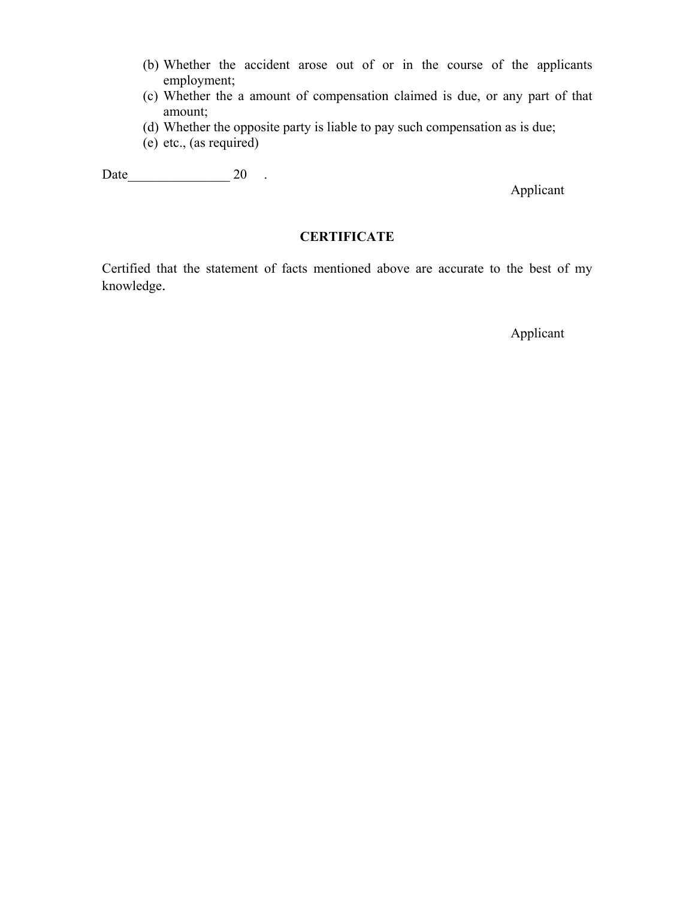(b) Whether the accident arose out of or in the course of the applicants employment;

(c) Whether the a amount of compensation claimed is due, or any part of that amount;

(d) Whether the opposite party is liable to pay such compensation as is due;

(e) etc., (as required)

Date_______________ 20 .

Applicant

**CERTIFICATE**

Certified that the statement of facts mentioned above are accurate to the best of my knowledge.

Applicant